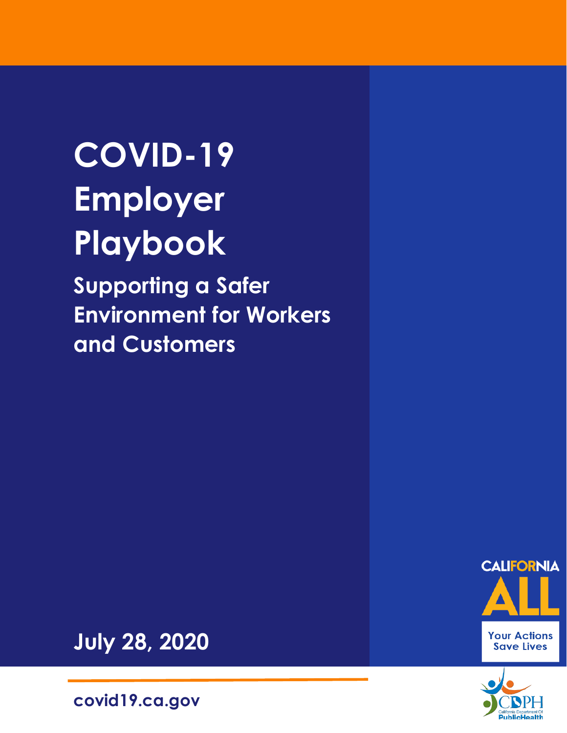# COVID-19 Employer Playbook

## Supporting a Safer Environment for Workers and Customers

July 28, 2020

covid19.ca.gov

CALIFORNIA ALL

Your Actions Save Lives

CDPH California Department Of Public Health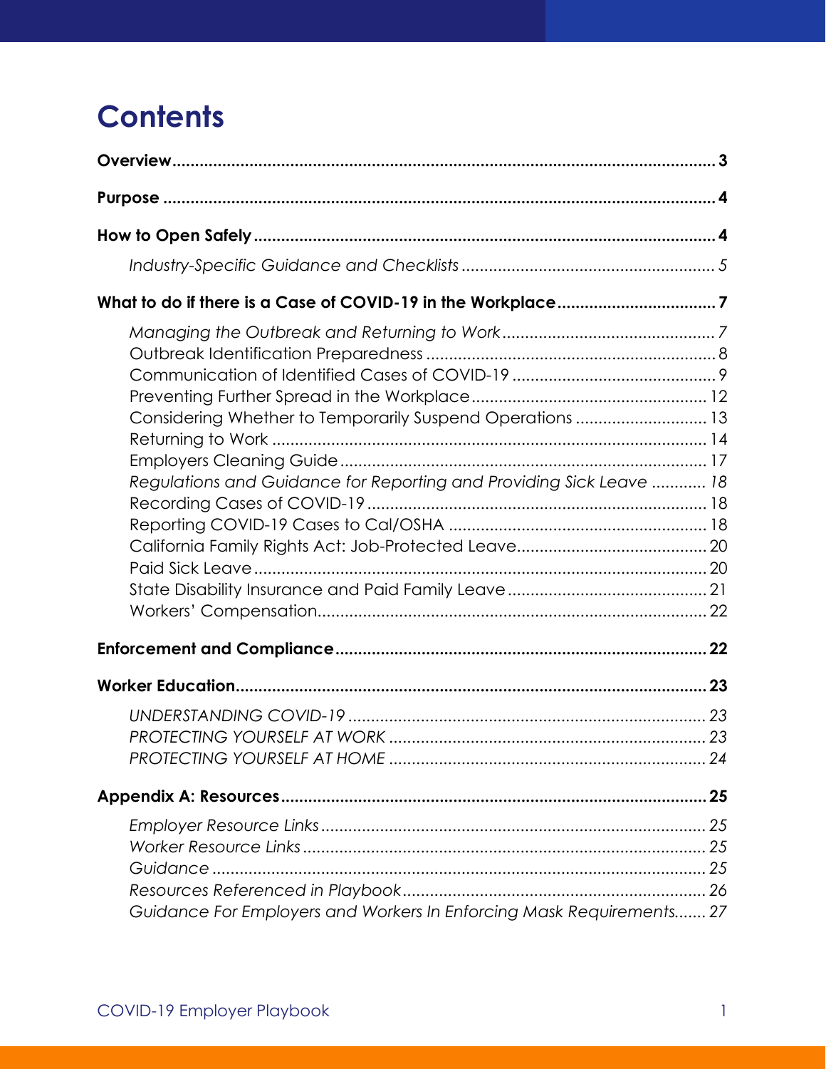# Contents

**Overview** ..... **3**

**Purpose** ..... **4**

**How to Open Safely** ..... **4**

*Industry-Specific Guidance and Checklists* ..... *5*

**What to do if there is a Case of COVID-19 in the Workplace** ..... **7**

*Managing the Outbreak and Returning to Work* ..... *7*
Outbreak Identification Preparedness ..... 8
Communication of Identified Cases of COVID-19 ..... 9
Preventing Further Spread in the Workplace ..... 12
Considering Whether to Temporarily Suspend Operations ..... 13
Returning to Work ..... 14
Employers Cleaning Guide ..... 17
*Regulations and Guidance for Reporting and Providing Sick Leave* ..... *18*
Recording Cases of COVID-19 ..... 18
Reporting COVID-19 Cases to Cal/OSHA ..... 18
California Family Rights Act: Job-Protected Leave ..... 20
Paid Sick Leave ..... 20
State Disability Insurance and Paid Family Leave ..... 21
Workers' Compensation ..... 22

**Enforcement and Compliance** ..... **22**

**Worker Education** ..... **23**

*UNDERSTANDING COVID-19* ..... *23*
*PROTECTING YOURSELF AT WORK* ..... *23*
*PROTECTING YOURSELF AT HOME* ..... *24*

**Appendix A: Resources** ..... **25**

*Employer Resource Links* ..... *25*
*Worker Resource Links* ..... *25*
*Guidance* ..... *25*
*Resources Referenced in Playbook* ..... *26*
*Guidance For Employers and Workers In Enforcing Mask Requirements* ..... *27*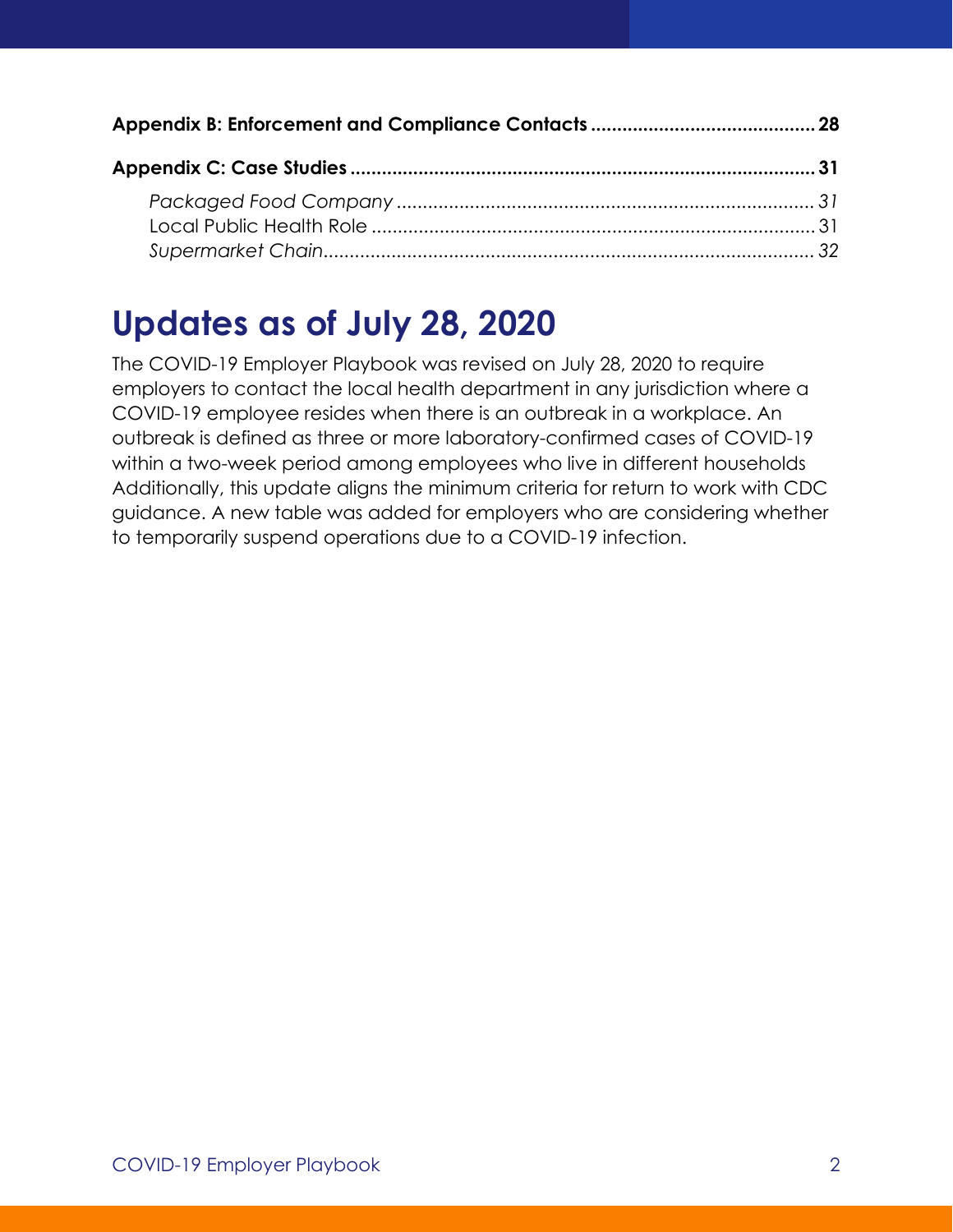**Appendix B: Enforcement and Compliance Contacts .......................................... 28**

**Appendix C: Case Studies ........................................................................................ 31**

*Packaged Food Company ................................................................................ 31*
Local Public Health Role ..................................................................................... 31
*Supermarket Chain............................................................................................. 32*

# Updates as of July 28, 2020

The COVID-19 Employer Playbook was revised on July 28, 2020 to require employers to contact the local health department in any jurisdiction where a COVID-19 employee resides when there is an outbreak in a workplace. An outbreak is defined as three or more laboratory-confirmed cases of COVID-19 within a two-week period among employees who live in different households Additionally, this update aligns the minimum criteria for return to work with CDC guidance. A new table was added for employers who are considering whether to temporarily suspend operations due to a COVID-19 infection.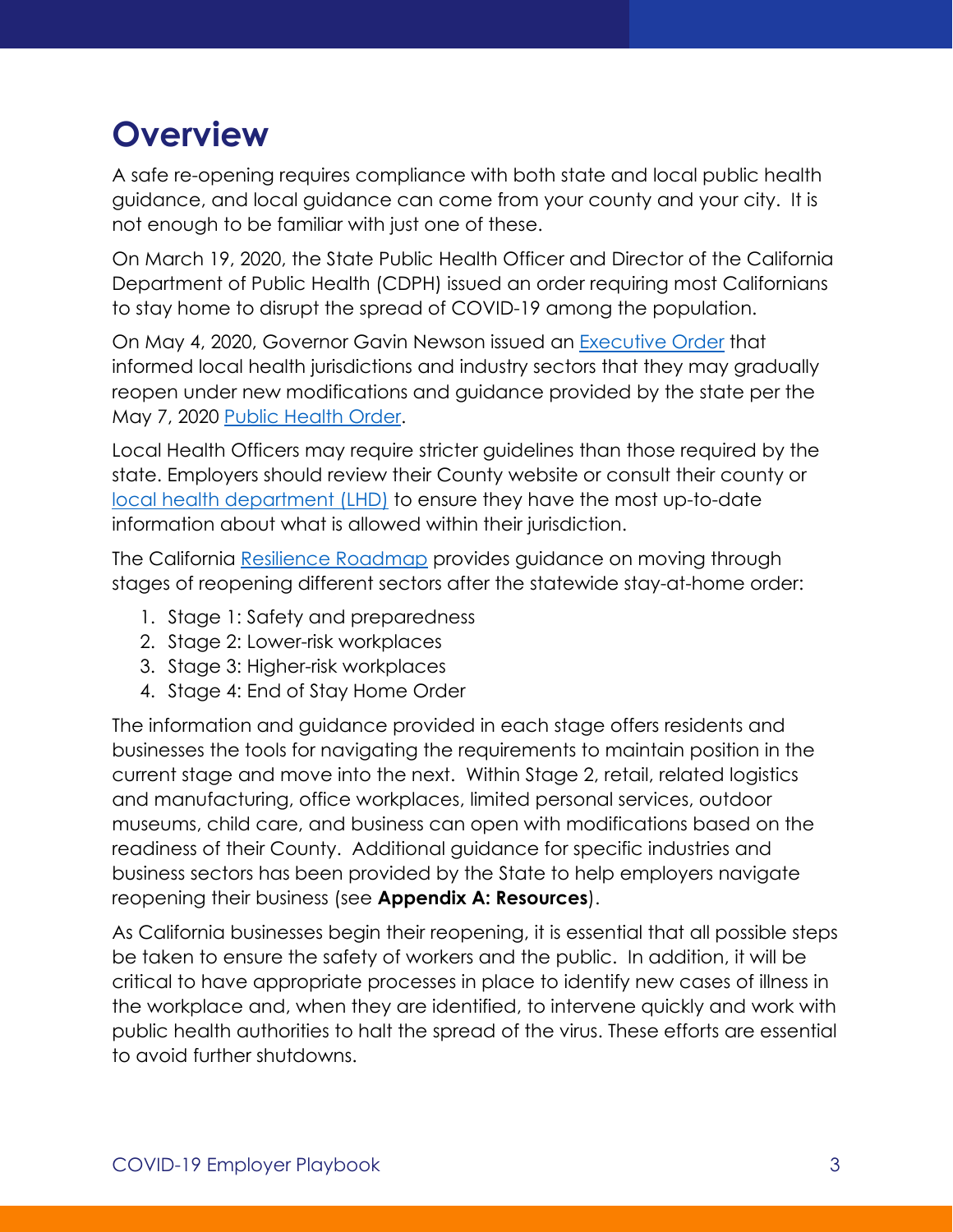# Overview

A safe re-opening requires compliance with both state and local public health guidance, and local guidance can come from your county and your city. It is not enough to be familiar with just one of these.

On March 19, 2020, the State Public Health Officer and Director of the California Department of Public Health (CDPH) issued an order requiring most Californians to stay home to disrupt the spread of COVID-19 among the population.

On May 4, 2020, Governor Gavin Newson issued an Executive Order that informed local health jurisdictions and industry sectors that they may gradually reopen under new modifications and guidance provided by the state per the May 7, 2020 Public Health Order.

Local Health Officers may require stricter guidelines than those required by the state. Employers should review their County website or consult their county or local health department (LHD) to ensure they have the most up-to-date information about what is allowed within their jurisdiction.

The California Resilience Roadmap provides guidance on moving through stages of reopening different sectors after the statewide stay-at-home order:

1. Stage 1: Safety and preparedness
2. Stage 2: Lower-risk workplaces
3. Stage 3: Higher-risk workplaces
4. Stage 4: End of Stay Home Order

The information and guidance provided in each stage offers residents and businesses the tools for navigating the requirements to maintain position in the current stage and move into the next. Within Stage 2, retail, related logistics and manufacturing, office workplaces, limited personal services, outdoor museums, child care, and business can open with modifications based on the readiness of their County. Additional guidance for specific industries and business sectors has been provided by the State to help employers navigate reopening their business (see **Appendix A: Resources**).

As California businesses begin their reopening, it is essential that all possible steps be taken to ensure the safety of workers and the public. In addition, it will be critical to have appropriate processes in place to identify new cases of illness in the workplace and, when they are identified, to intervene quickly and work with public health authorities to halt the spread of the virus. These efforts are essential to avoid further shutdowns.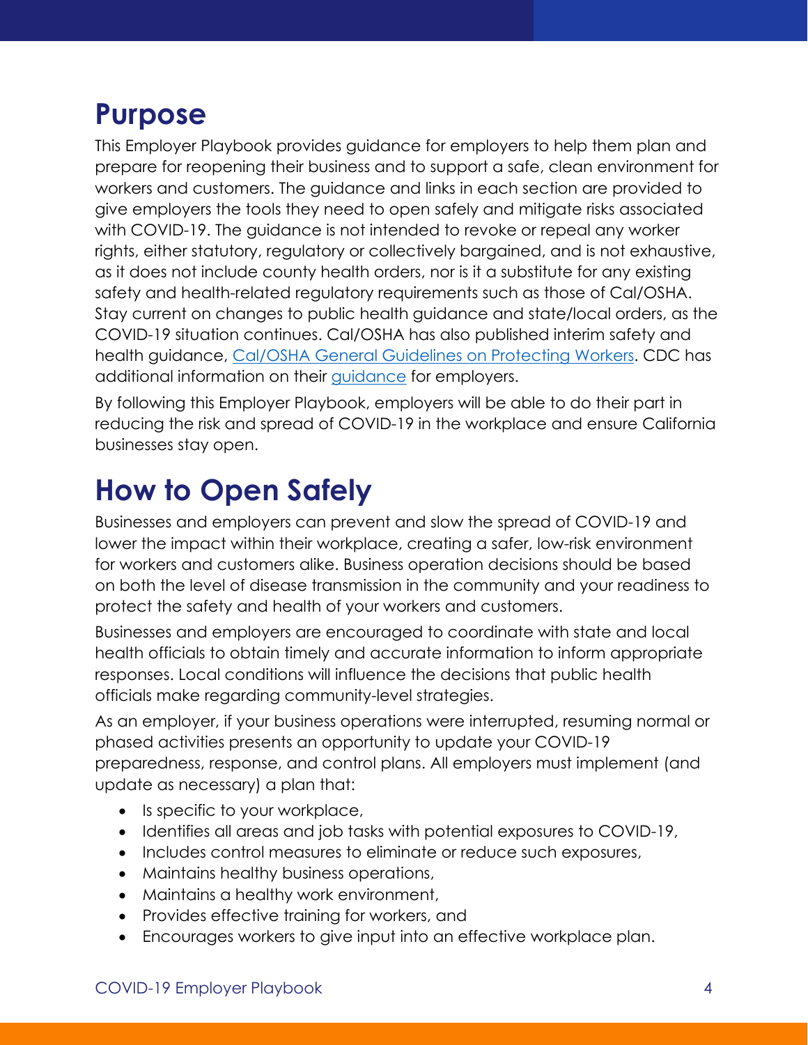## Purpose

This Employer Playbook provides guidance for employers to help them plan and prepare for reopening their business and to support a safe, clean environment for workers and customers. The guidance and links in each section are provided to give employers the tools they need to open safely and mitigate risks associated with COVID-19. The guidance is not intended to revoke or repeal any worker rights, either statutory, regulatory or collectively bargained, and is not exhaustive, as it does not include county health orders, nor is it a substitute for any existing safety and health-related regulatory requirements such as those of Cal/OSHA. Stay current on changes to public health guidance and state/local orders, as the COVID-19 situation continues. Cal/OSHA has also published interim safety and health guidance, Cal/OSHA General Guidelines on Protecting Workers. CDC has additional information on their guidance for employers.

By following this Employer Playbook, employers will be able to do their part in reducing the risk and spread of COVID-19 in the workplace and ensure California businesses stay open.

## How to Open Safely

Businesses and employers can prevent and slow the spread of COVID-19 and lower the impact within their workplace, creating a safer, low-risk environment for workers and customers alike. Business operation decisions should be based on both the level of disease transmission in the community and your readiness to protect the safety and health of your workers and customers.

Businesses and employers are encouraged to coordinate with state and local health officials to obtain timely and accurate information to inform appropriate responses. Local conditions will influence the decisions that public health officials make regarding community-level strategies.

As an employer, if your business operations were interrupted, resuming normal or phased activities presents an opportunity to update your COVID-19 preparedness, response, and control plans. All employers must implement (and update as necessary) a plan that:

- Is specific to your workplace,
- Identifies all areas and job tasks with potential exposures to COVID-19,
- Includes control measures to eliminate or reduce such exposures,
- Maintains healthy business operations,
- Maintains a healthy work environment,
- Provides effective training for workers, and
- Encourages workers to give input into an effective workplace plan.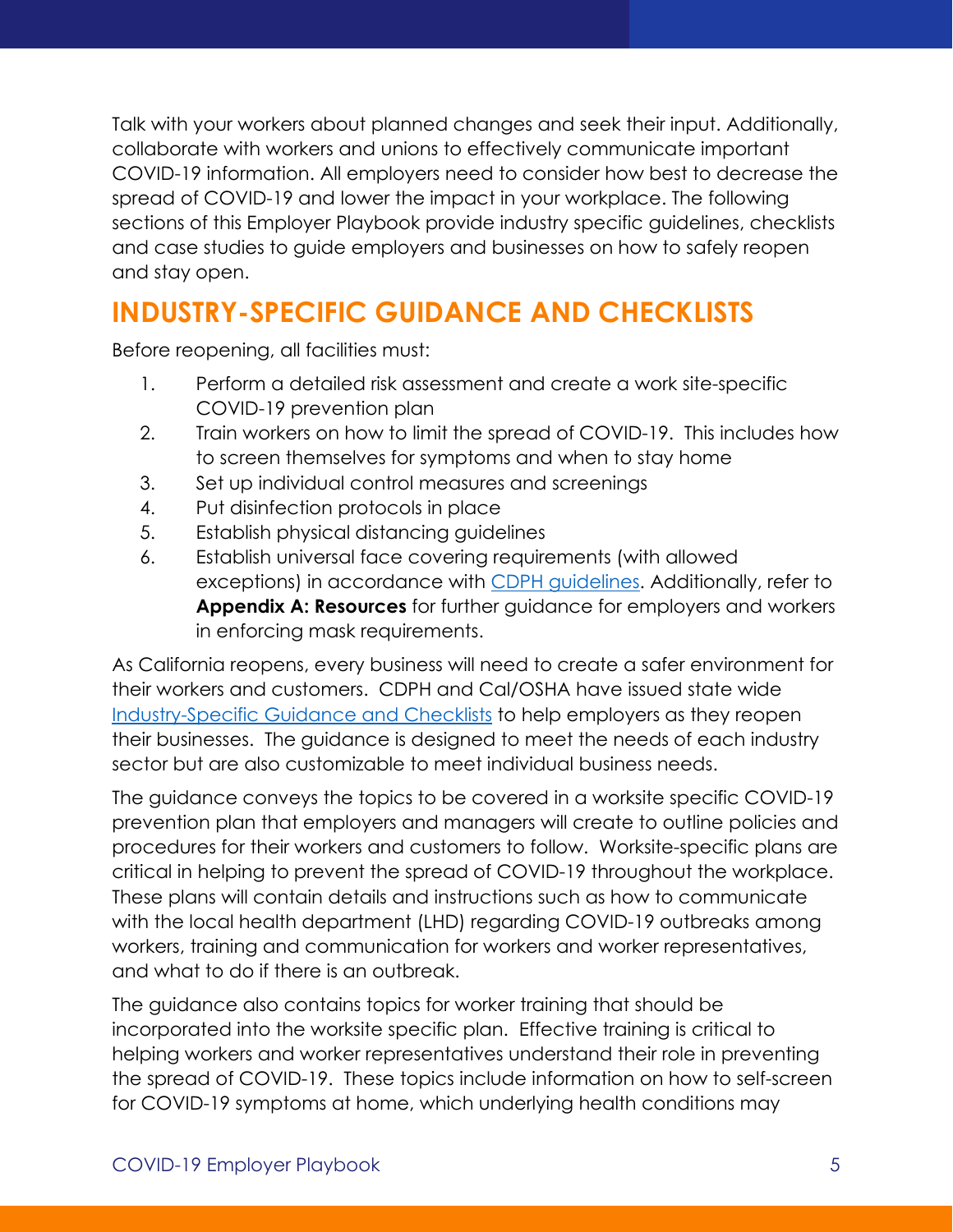Talk with your workers about planned changes and seek their input. Additionally, collaborate with workers and unions to effectively communicate important COVID-19 information. All employers need to consider how best to decrease the spread of COVID-19 and lower the impact in your workplace. The following sections of this Employer Playbook provide industry specific guidelines, checklists and case studies to guide employers and businesses on how to safely reopen and stay open.

## INDUSTRY-SPECIFIC GUIDANCE AND CHECKLISTS

Before reopening, all facilities must:

1. Perform a detailed risk assessment and create a work site-specific COVID-19 prevention plan
2. Train workers on how to limit the spread of COVID-19. This includes how to screen themselves for symptoms and when to stay home
3. Set up individual control measures and screenings
4. Put disinfection protocols in place
5. Establish physical distancing guidelines
6. Establish universal face covering requirements (with allowed exceptions) in accordance with CDPH guidelines. Additionally, refer to **Appendix A: Resources** for further guidance for employers and workers in enforcing mask requirements.

As California reopens, every business will need to create a safer environment for their workers and customers. CDPH and Cal/OSHA have issued state wide Industry-Specific Guidance and Checklists to help employers as they reopen their businesses. The guidance is designed to meet the needs of each industry sector but are also customizable to meet individual business needs.

The guidance conveys the topics to be covered in a worksite specific COVID-19 prevention plan that employers and managers will create to outline policies and procedures for their workers and customers to follow. Worksite-specific plans are critical in helping to prevent the spread of COVID-19 throughout the workplace. These plans will contain details and instructions such as how to communicate with the local health department (LHD) regarding COVID-19 outbreaks among workers, training and communication for workers and worker representatives, and what to do if there is an outbreak.

The guidance also contains topics for worker training that should be incorporated into the worksite specific plan. Effective training is critical to helping workers and worker representatives understand their role in preventing the spread of COVID-19. These topics include information on how to self-screen for COVID-19 symptoms at home, which underlying health conditions may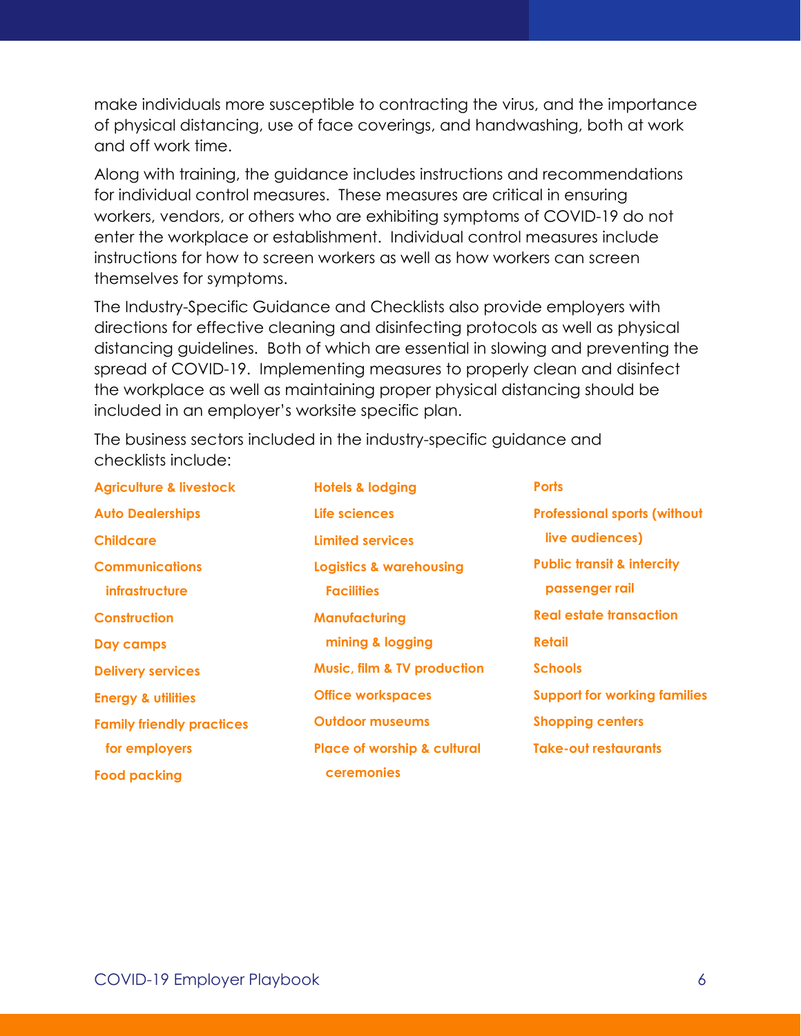make individuals more susceptible to contracting the virus, and the importance of physical distancing, use of face coverings, and handwashing, both at work and off work time.

Along with training, the guidance includes instructions and recommendations for individual control measures. These measures are critical in ensuring workers, vendors, or others who are exhibiting symptoms of COVID-19 do not enter the workplace or establishment. Individual control measures include instructions for how to screen workers as well as how workers can screen themselves for symptoms.

The Industry-Specific Guidance and Checklists also provide employers with directions for effective cleaning and disinfecting protocols as well as physical distancing guidelines. Both of which are essential in slowing and preventing the spread of COVID-19. Implementing measures to properly clean and disinfect the workplace as well as maintaining proper physical distancing should be included in an employer's worksite specific plan.

The business sectors included in the industry-specific guidance and checklists include:

- **Agriculture & livestock**
- **Auto Dealerships**
- **Childcare**
- **Communications infrastructure**
- **Construction**
- **Day camps**
- **Delivery services**
- **Energy & utilities**
- **Family friendly practices for employers**
- **Food packing**
- **Hotels & lodging**
- **Life sciences**
- **Limited services**
- **Logistics & warehousing Facilities**
- **Manufacturing mining & logging**
- **Music, film & TV production**
- **Office workspaces**
- **Outdoor museums**
- **Place of worship & cultural ceremonies**
- **Ports**
- **Professional sports (without live audiences)**
- **Public transit & intercity passenger rail**
- **Real estate transaction**
- **Retail**
- **Schools**
- **Support for working families**
- **Shopping centers**
- **Take-out restaurants**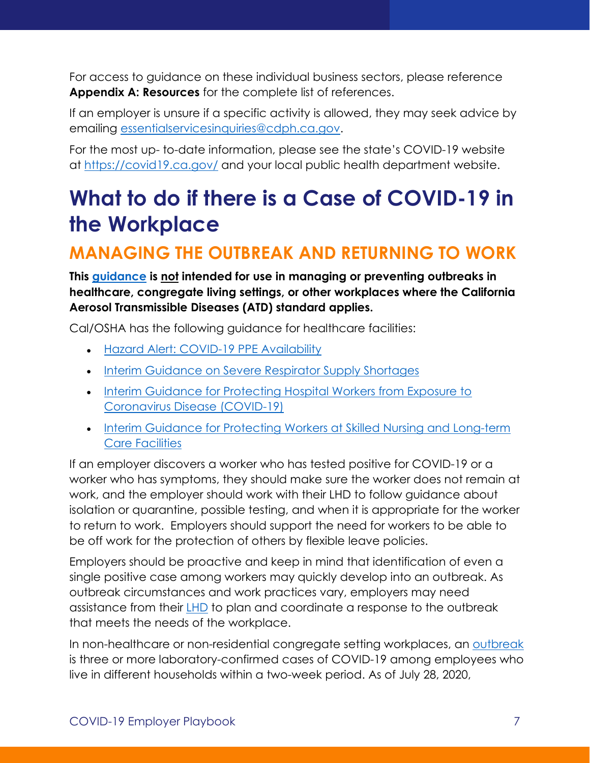For access to guidance on these individual business sectors, please reference **Appendix A: Resources** for the complete list of references.

If an employer is unsure if a specific activity is allowed, they may seek advice by emailing essentialservicesinquiries@cdph.ca.gov.

For the most up- to-date information, please see the state's COVID-19 website at https://covid19.ca.gov/ and your local public health department website.

# What to do if there is a Case of COVID-19 in the Workplace

## MANAGING THE OUTBREAK AND RETURNING TO WORK

**This guidance is not intended for use in managing or preventing outbreaks in healthcare, congregate living settings, or other workplaces where the California Aerosol Transmissible Diseases (ATD) standard applies.**

Cal/OSHA has the following guidance for healthcare facilities:

- Hazard Alert: COVID-19 PPE Availability
- Interim Guidance on Severe Respirator Supply Shortages
- Interim Guidance for Protecting Hospital Workers from Exposure to Coronavirus Disease (COVID-19)
- Interim Guidance for Protecting Workers at Skilled Nursing and Long-term Care Facilities

If an employer discovers a worker who has tested positive for COVID-19 or a worker who has symptoms, they should make sure the worker does not remain at work, and the employer should work with their LHD to follow guidance about isolation or quarantine, possible testing, and when it is appropriate for the worker to return to work. Employers should support the need for workers to be able to be off work for the protection of others by flexible leave policies.

Employers should be proactive and keep in mind that identification of even a single positive case among workers may quickly develop into an outbreak. As outbreak circumstances and work practices vary, employers may need assistance from their LHD to plan and coordinate a response to the outbreak that meets the needs of the workplace.

In non-healthcare or non-residential congregate setting workplaces, an outbreak is three or more laboratory-confirmed cases of COVID-19 among employees who live in different households within a two-week period. As of July 28, 2020,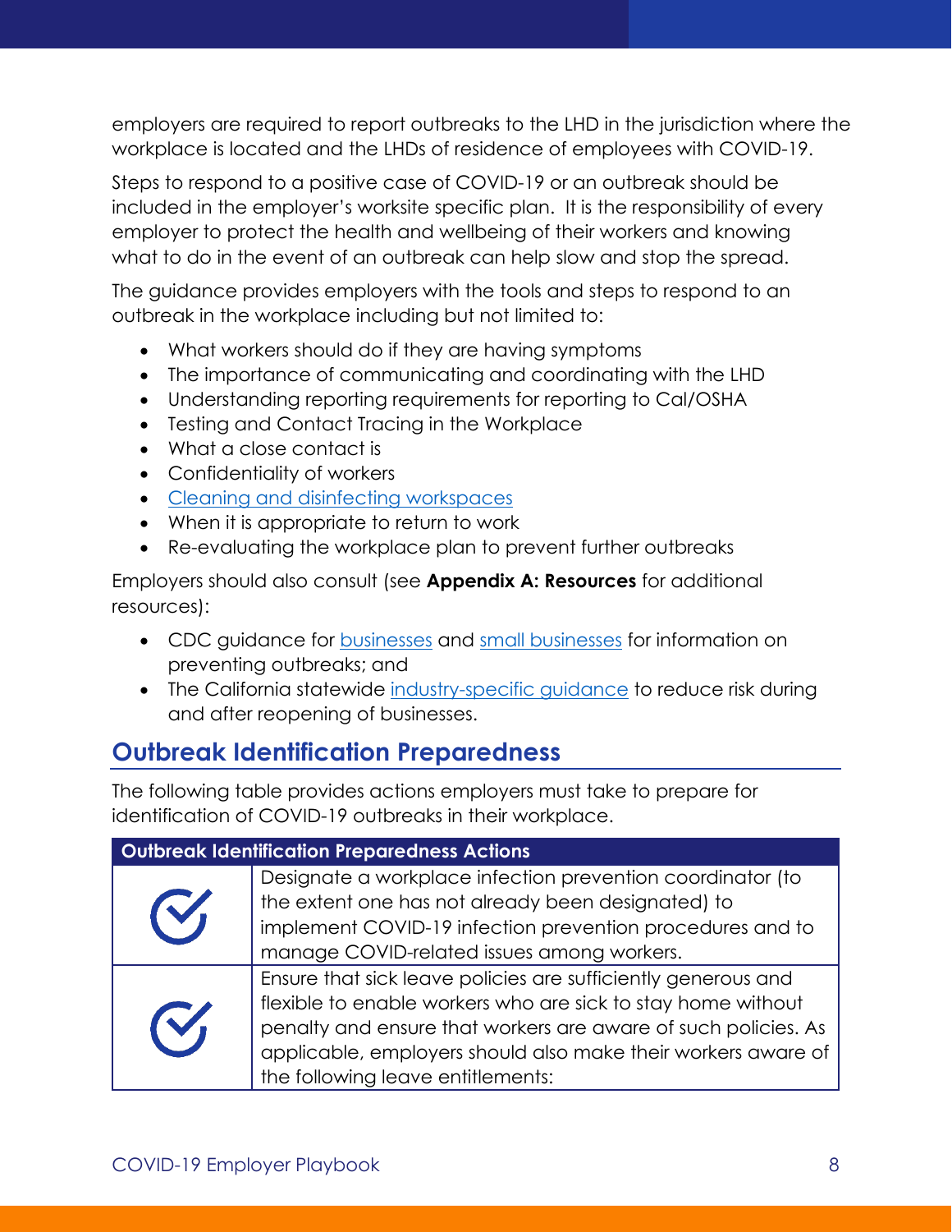employers are required to report outbreaks to the LHD in the jurisdiction where the workplace is located and the LHDs of residence of employees with COVID-19.

Steps to respond to a positive case of COVID-19 or an outbreak should be included in the employer's worksite specific plan. It is the responsibility of every employer to protect the health and wellbeing of their workers and knowing what to do in the event of an outbreak can help slow and stop the spread.

The guidance provides employers with the tools and steps to respond to an outbreak in the workplace including but not limited to:

- What workers should do if they are having symptoms
- The importance of communicating and coordinating with the LHD
- Understanding reporting requirements for reporting to Cal/OSHA
- Testing and Contact Tracing in the Workplace
- What a close contact is
- Confidentiality of workers
- Cleaning and disinfecting workspaces
- When it is appropriate to return to work
- Re-evaluating the workplace plan to prevent further outbreaks

Employers should also consult (see **Appendix A: Resources** for additional resources):

- CDC guidance for businesses and small businesses for information on preventing outbreaks; and
- The California statewide industry-specific guidance to reduce risk during and after reopening of businesses.

## Outbreak Identification Preparedness

The following table provides actions employers must take to prepare for identification of COVID-19 outbreaks in their workplace.

| Outbreak Identification Preparedness Actions | |
|---|---|
| ✓ | Designate a workplace infection prevention coordinator (to the extent one has not already been designated) to implement COVID-19 infection prevention procedures and to manage COVID-related issues among workers. |
| ✓ | Ensure that sick leave policies are sufficiently generous and flexible to enable workers who are sick to stay home without penalty and ensure that workers are aware of such policies. As applicable, employers should also make their workers aware of the following leave entitlements: |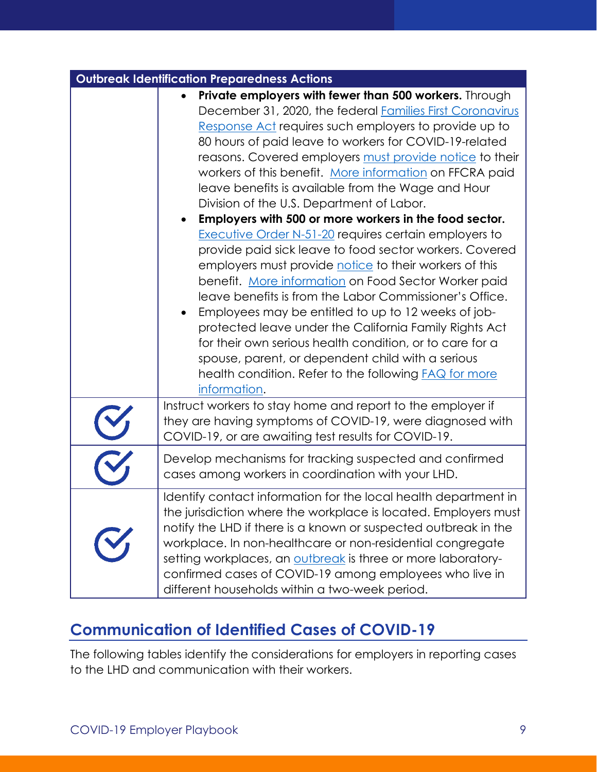| Outbreak Identification Preparedness Actions | |
|---|---|
| | • **Private employers with fewer than 500 workers.** Through December 31, 2020, the federal Families First Coronavirus Response Act requires such employers to provide up to 80 hours of paid leave to workers for COVID-19-related reasons. Covered employers must provide notice to their workers of this benefit. More information on FFCRA paid leave benefits is available from the Wage and Hour Division of the U.S. Department of Labor.<br>• **Employers with 500 or more workers in the food sector.** Executive Order N-51-20 requires certain employers to provide paid sick leave to food sector workers. Covered employers must provide notice to their workers of this benefit. More information on Food Sector Worker paid leave benefits is from the Labor Commissioner's Office.<br>• Employees may be entitled to up to 12 weeks of job-protected leave under the California Family Rights Act for their own serious health condition, or to care for a spouse, parent, or dependent child with a serious health condition. Refer to the following FAQ for more information. |
| ✓ | Instruct workers to stay home and report to the employer if they are having symptoms of COVID-19, were diagnosed with COVID-19, or are awaiting test results for COVID-19. |
| ✓ | Develop mechanisms for tracking suspected and confirmed cases among workers in coordination with your LHD. |
| ✓ | Identify contact information for the local health department in the jurisdiction where the workplace is located. Employers must notify the LHD if there is a known or suspected outbreak in the workplace. In non-healthcare or non-residential congregate setting workplaces, an outbreak is three or more laboratory-confirmed cases of COVID-19 among employees who live in different households within a two-week period. |

## Communication of Identified Cases of COVID-19

The following tables identify the considerations for employers in reporting cases to the LHD and communication with their workers.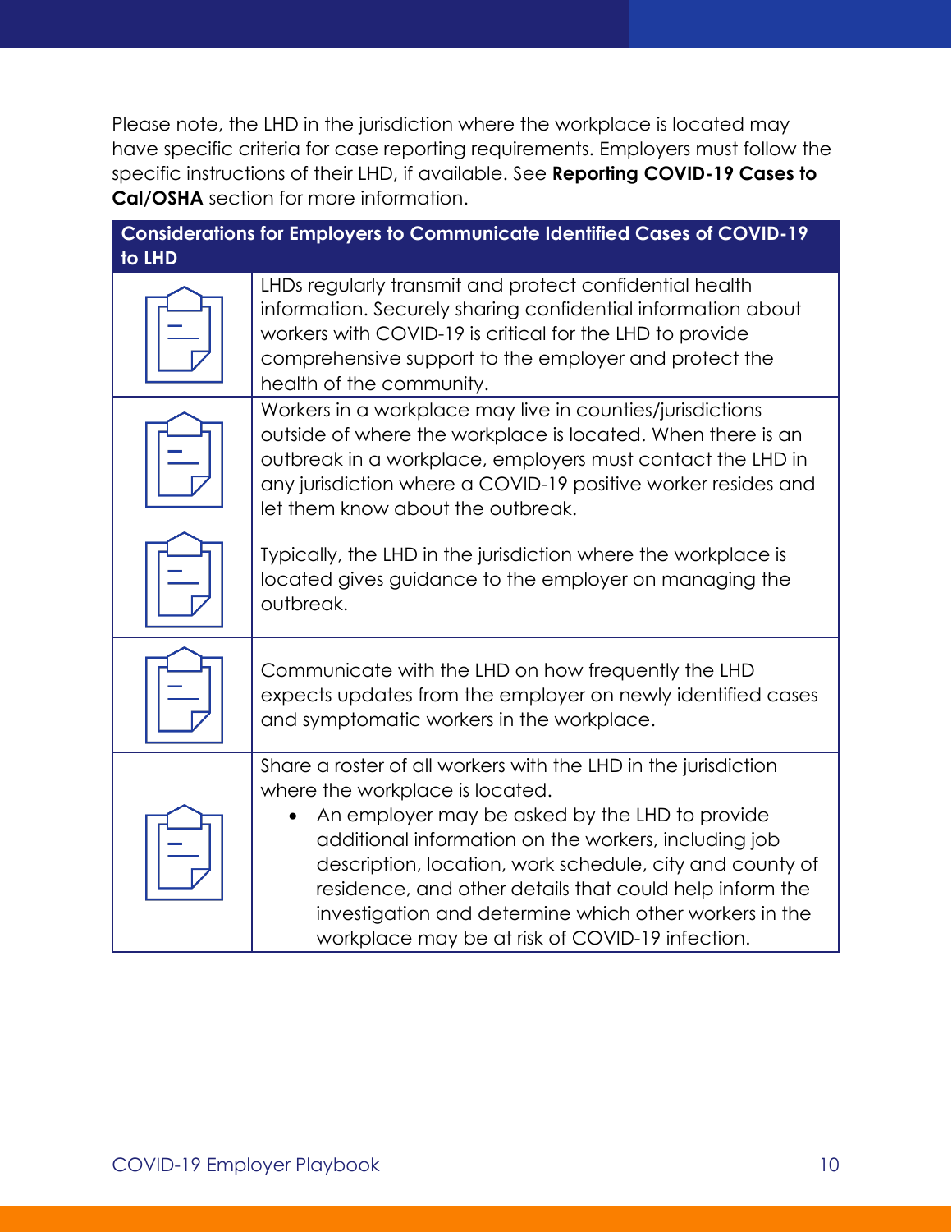Please note, the LHD in the jurisdiction where the workplace is located may have specific criteria for case reporting requirements. Employers must follow the specific instructions of their LHD, if available. See **Reporting COVID-19 Cases to Cal/OSHA** section for more information.

| Considerations for Employers to Communicate Identified Cases of COVID-19 to LHD | |
|---|---|
| | LHDs regularly transmit and protect confidential health information. Securely sharing confidential information about workers with COVID-19 is critical for the LHD to provide comprehensive support to the employer and protect the health of the community. |
| | Workers in a workplace may live in counties/jurisdictions outside of where the workplace is located. When there is an outbreak in a workplace, employers must contact the LHD in any jurisdiction where a COVID-19 positive worker resides and let them know about the outbreak. |
| | Typically, the LHD in the jurisdiction where the workplace is located gives guidance to the employer on managing the outbreak. |
| | Communicate with the LHD on how frequently the LHD expects updates from the employer on newly identified cases and symptomatic workers in the workplace. |
| | Share a roster of all workers with the LHD in the jurisdiction where the workplace is located.<br>• An employer may be asked by the LHD to provide additional information on the workers, including job description, location, work schedule, city and county of residence, and other details that could help inform the investigation and determine which other workers in the workplace may be at risk of COVID-19 infection. |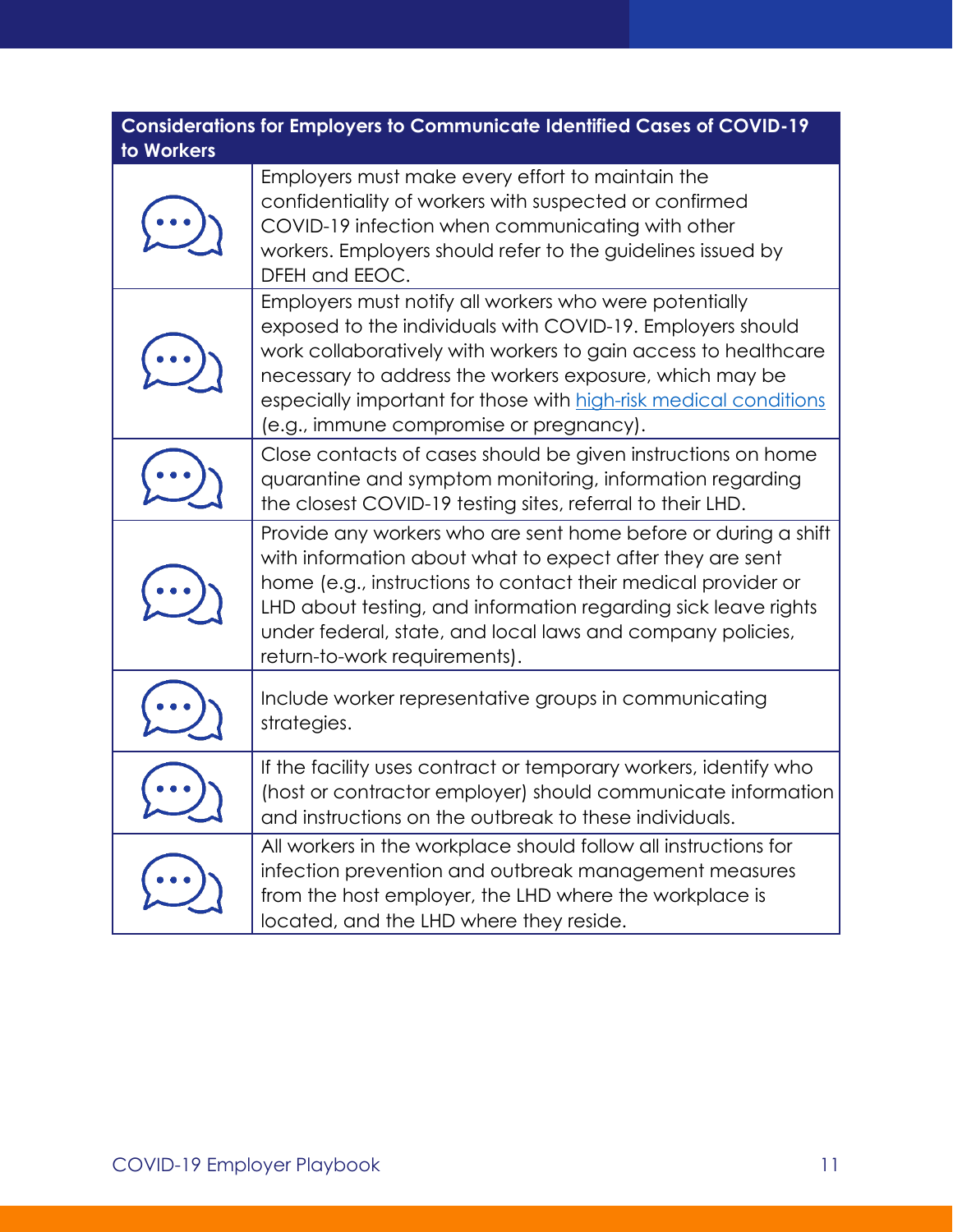| Considerations for Employers to Communicate Identified Cases of COVID-19 to Workers | |
|---|---|
| | Employers must make every effort to maintain the confidentiality of workers with suspected or confirmed COVID-19 infection when communicating with other workers. Employers should refer to the guidelines issued by DFEH and EEOC. |
| | Employers must notify all workers who were potentially exposed to the individuals with COVID-19. Employers should work collaboratively with workers to gain access to healthcare necessary to address the workers exposure, which may be especially important for those with [high-risk medical conditions](high-risk medical conditions) (e.g., immune compromise or pregnancy). |
| | Close contacts of cases should be given instructions on home quarantine and symptom monitoring, information regarding the closest COVID-19 testing sites, referral to their LHD. |
| | Provide any workers who are sent home before or during a shift with information about what to expect after they are sent home (e.g., instructions to contact their medical provider or LHD about testing, and information regarding sick leave rights under federal, state, and local laws and company policies, return-to-work requirements). |
| | Include worker representative groups in communicating strategies. |
| | If the facility uses contract or temporary workers, identify who (host or contractor employer) should communicate information and instructions on the outbreak to these individuals. |
| | All workers in the workplace should follow all instructions for infection prevention and outbreak management measures from the host employer, the LHD where the workplace is located, and the LHD where they reside. |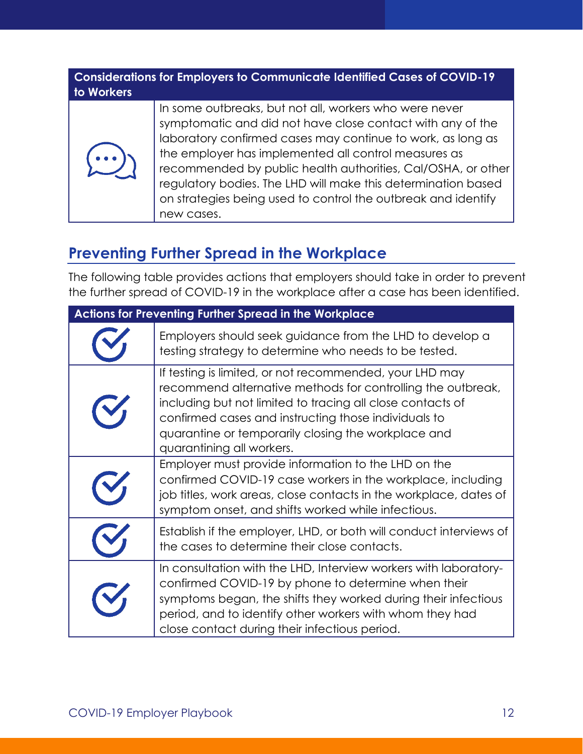| Considerations for Employers to Communicate Identified Cases of COVID-19 to Workers | |
|---|---|
| | In some outbreaks, but not all, workers who were never symptomatic and did not have close contact with any of the laboratory confirmed cases may continue to work, as long as the employer has implemented all control measures as recommended by public health authorities, Cal/OSHA, or other regulatory bodies. The LHD will make this determination based on strategies being used to control the outbreak and identify new cases. |

## Preventing Further Spread in the Workplace

The following table provides actions that employers should take in order to prevent the further spread of COVID-19 in the workplace after a case has been identified.

| Actions for Preventing Further Spread in the Workplace | |
|---|---|
| | Employers should seek guidance from the LHD to develop a testing strategy to determine who needs to be tested. |
| | If testing is limited, or not recommended, your LHD may recommend alternative methods for controlling the outbreak, including but not limited to tracing all close contacts of confirmed cases and instructing those individuals to quarantine or temporarily closing the workplace and quarantining all workers. |
| | Employer must provide information to the LHD on the confirmed COVID-19 case workers in the workplace, including job titles, work areas, close contacts in the workplace, dates of symptom onset, and shifts worked while infectious. |
| | Establish if the employer, LHD, or both will conduct interviews of the cases to determine their close contacts. |
| | In consultation with the LHD, Interview workers with laboratory-confirmed COVID-19 by phone to determine when their symptoms began, the shifts they worked during their infectious period, and to identify other workers with whom they had close contact during their infectious period. |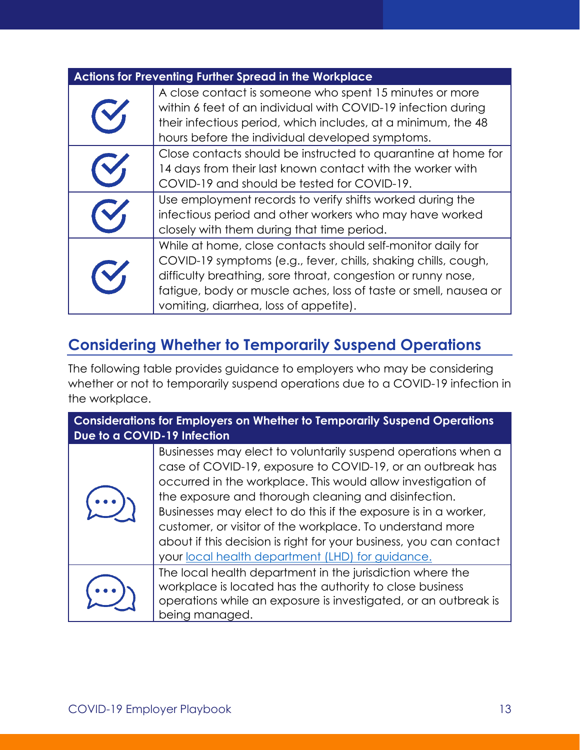| Actions for Preventing Further Spread in the Workplace | |
|---|---|
| | A close contact is someone who spent 15 minutes or more within 6 feet of an individual with COVID-19 infection during their infectious period, which includes, at a minimum, the 48 hours before the individual developed symptoms. |
| | Close contacts should be instructed to quarantine at home for 14 days from their last known contact with the worker with COVID-19 and should be tested for COVID-19. |
| | Use employment records to verify shifts worked during the infectious period and other workers who may have worked closely with them during that time period. |
| | While at home, close contacts should self-monitor daily for COVID-19 symptoms (e.g., fever, chills, shaking chills, cough, difficulty breathing, sore throat, congestion or runny nose, fatigue, body or muscle aches, loss of taste or smell, nausea or vomiting, diarrhea, loss of appetite). |

## Considering Whether to Temporarily Suspend Operations

The following table provides guidance to employers who may be considering whether or not to temporarily suspend operations due to a COVID-19 infection in the workplace.

| Considerations for Employers on Whether to Temporarily Suspend Operations Due to a COVID-19 Infection | |
|---|---|
| | Businesses may elect to voluntarily suspend operations when a case of COVID-19, exposure to COVID-19, or an outbreak has occurred in the workplace. This would allow investigation of the exposure and thorough cleaning and disinfection. Businesses may elect to do this if the exposure is in a worker, customer, or visitor of the workplace. To understand more about if this decision is right for your business, you can contact your [local health department (LHD) for guidance.](#) |
| | The local health department in the jurisdiction where the workplace is located has the authority to close business operations while an exposure is investigated, or an outbreak is being managed. |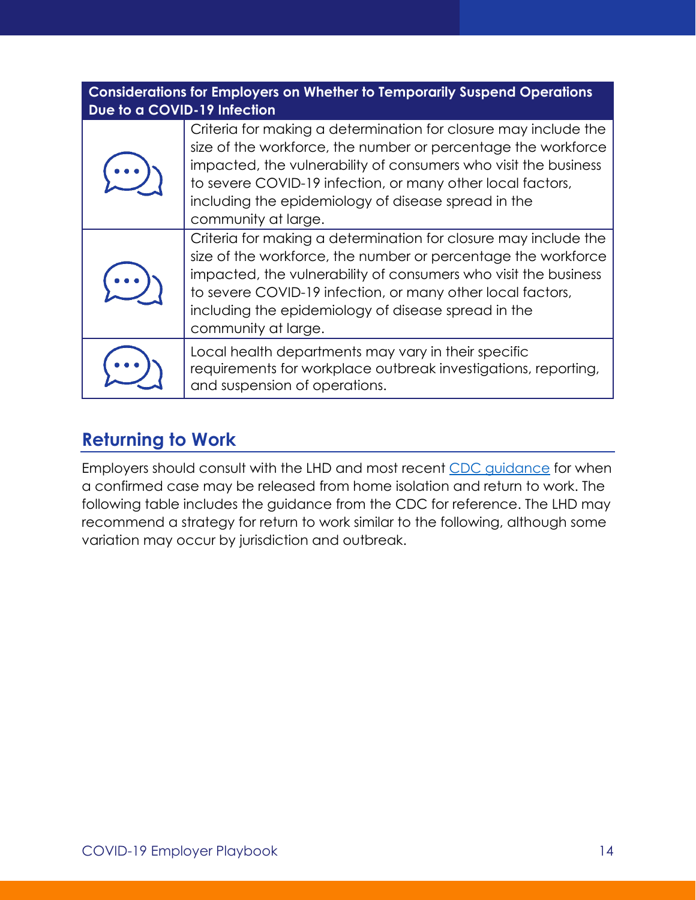| Considerations for Employers on Whether to Temporarily Suspend Operations Due to a COVID-19 Infection | |
|---|---|
| | Criteria for making a determination for closure may include the size of the workforce, the number or percentage the workforce impacted, the vulnerability of consumers who visit the business to severe COVID-19 infection, or many other local factors, including the epidemiology of disease spread in the community at large. |
| | Criteria for making a determination for closure may include the size of the workforce, the number or percentage the workforce impacted, the vulnerability of consumers who visit the business to severe COVID-19 infection, or many other local factors, including the epidemiology of disease spread in the community at large. |
| | Local health departments may vary in their specific requirements for workplace outbreak investigations, reporting, and suspension of operations. |

## Returning to Work

Employers should consult with the LHD and most recent CDC guidance for when a confirmed case may be released from home isolation and return to work. The following table includes the guidance from the CDC for reference. The LHD may recommend a strategy for return to work similar to the following, although some variation may occur by jurisdiction and outbreak.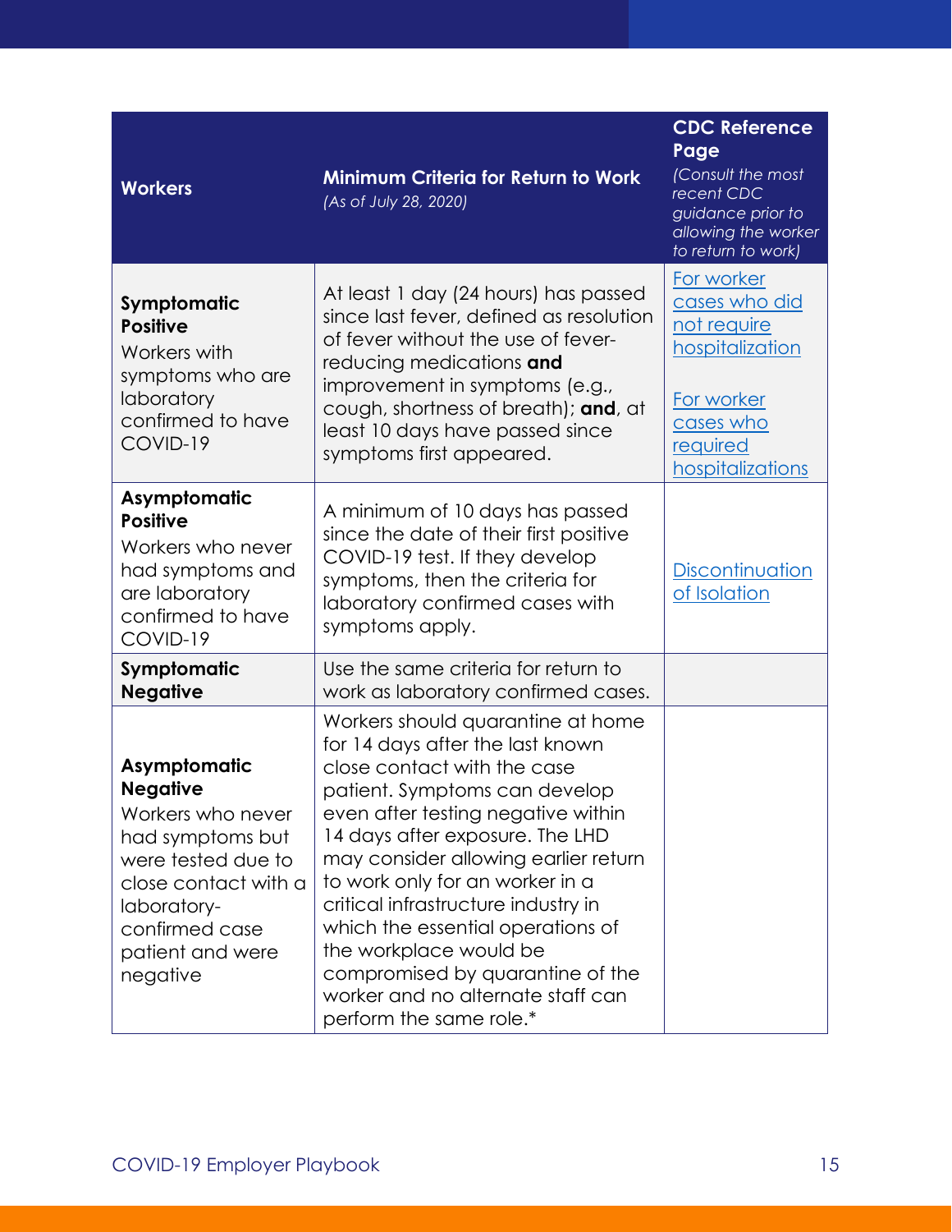| Workers | Minimum Criteria for Return to Work *(As of July 28, 2020)* | CDC Reference Page *(Consult the most recent CDC guidance prior to allowing the worker to return to work)* |
|---|---|---|
| **Symptomatic Positive** Workers with symptoms who are laboratory confirmed to have COVID-19 | At least 1 day (24 hours) has passed since last fever, defined as resolution of fever without the use of fever-reducing medications **and** improvement in symptoms (e.g., cough, shortness of breath); **and**, at least 10 days have passed since symptoms first appeared. | For worker cases who did not require hospitalization<br><br>For worker cases who required hospitalizations |
| **Asymptomatic Positive** Workers who never had symptoms and are laboratory confirmed to have COVID-19 | A minimum of 10 days has passed since the date of their first positive COVID-19 test. If they develop symptoms, then the criteria for laboratory confirmed cases with symptoms apply. | Discontinuation of Isolation |
| **Symptomatic Negative** | Use the same criteria for return to work as laboratory confirmed cases. | |
| **Asymptomatic Negative** Workers who never had symptoms but were tested due to close contact with a laboratory-confirmed case patient and were negative | Workers should quarantine at home for 14 days after the last known close contact with the case patient. Symptoms can develop even after testing negative within 14 days after exposure. The LHD may consider allowing earlier return to work only for an worker in a critical infrastructure industry in which the essential operations of the workplace would be compromised by quarantine of the worker and no alternate staff can perform the same role.* | |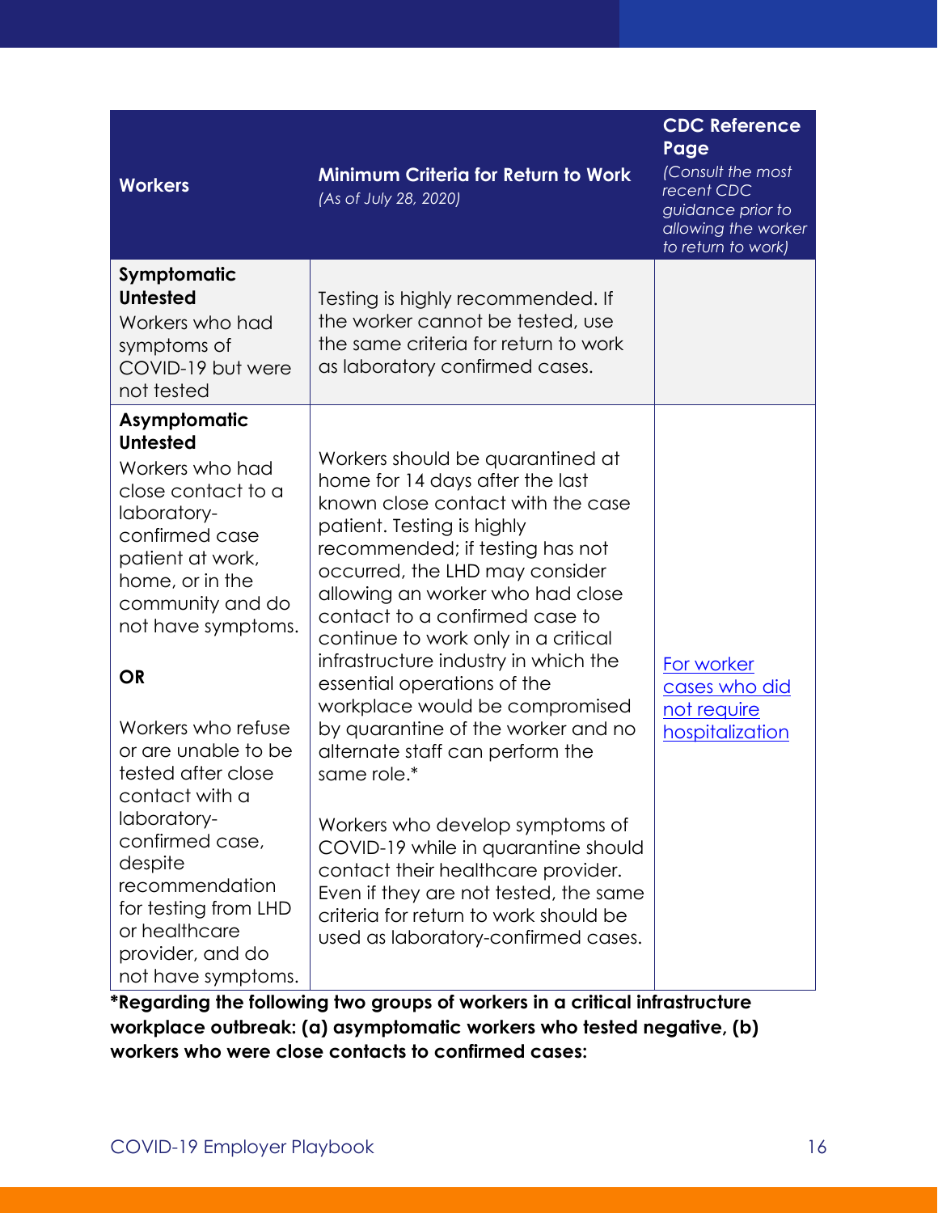| **Workers** | **Minimum Criteria for Return to Work** *(As of July 28, 2020)* | **CDC Reference Page** *(Consult the most recent CDC guidance prior to allowing the worker to return to work)* |
|---|---|---|
| **Symptomatic Untested** Workers who had symptoms of COVID-19 but were not tested | Testing is highly recommended. If the worker cannot be tested, use the same criteria for return to work as laboratory confirmed cases. | |
| **Asymptomatic Untested** Workers who had close contact to a laboratory-confirmed case patient at work, home, or in the community and do not have symptoms. **OR** Workers who refuse or are unable to be tested after close contact with a laboratory-confirmed case, despite recommendation for testing from LHD or healthcare provider, and do not have symptoms. | Workers should be quarantined at home for 14 days after the last known close contact with the case patient. Testing is highly recommended; if testing has not occurred, the LHD may consider allowing an worker who had close contact to a confirmed case to continue to work only in a critical infrastructure industry in which the essential operations of the workplace would be compromised by quarantine of the worker and no alternate staff can perform the same role.* Workers who develop symptoms of COVID-19 while in quarantine should contact their healthcare provider. Even if they are not tested, the same criteria for return to work should be used as laboratory-confirmed cases. | For worker cases who did not require hospitalization |

**\*Regarding the following two groups of workers in a critical infrastructure workplace outbreak: (a) asymptomatic workers who tested negative, (b) workers who were close contacts to confirmed cases:**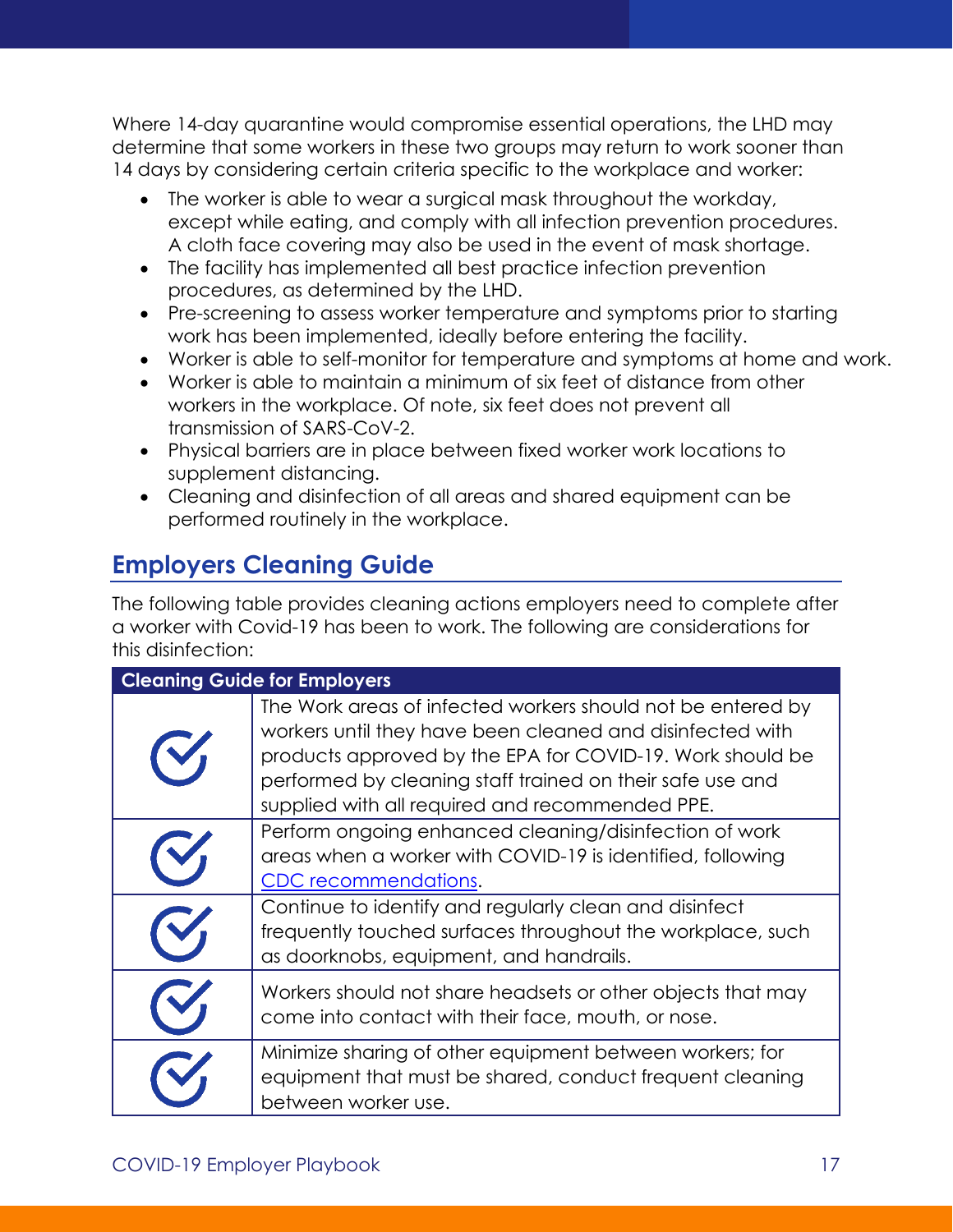Where 14-day quarantine would compromise essential operations, the LHD may determine that some workers in these two groups may return to work sooner than 14 days by considering certain criteria specific to the workplace and worker:

- The worker is able to wear a surgical mask throughout the workday, except while eating, and comply with all infection prevention procedures. A cloth face covering may also be used in the event of mask shortage.
- The facility has implemented all best practice infection prevention procedures, as determined by the LHD.
- Pre-screening to assess worker temperature and symptoms prior to starting work has been implemented, ideally before entering the facility.
- Worker is able to self-monitor for temperature and symptoms at home and work.
- Worker is able to maintain a minimum of six feet of distance from other workers in the workplace. Of note, six feet does not prevent all transmission of SARS-CoV-2.
- Physical barriers are in place between fixed worker work locations to supplement distancing.
- Cleaning and disinfection of all areas and shared equipment can be performed routinely in the workplace.

## Employers Cleaning Guide

The following table provides cleaning actions employers need to complete after a worker with Covid-19 has been to work. The following are considerations for this disinfection:

| Cleaning Guide for Employers | |
|---|---|
| ✓ | The Work areas of infected workers should not be entered by workers until they have been cleaned and disinfected with products approved by the EPA for COVID-19. Work should be performed by cleaning staff trained on their safe use and supplied with all required and recommended PPE. |
| ✓ | Perform ongoing enhanced cleaning/disinfection of work areas when a worker with COVID-19 is identified, following CDC recommendations. |
| ✓ | Continue to identify and regularly clean and disinfect frequently touched surfaces throughout the workplace, such as doorknobs, equipment, and handrails. |
| ✓ | Workers should not share headsets or other objects that may come into contact with their face, mouth, or nose. |
| ✓ | Minimize sharing of other equipment between workers; for equipment that must be shared, conduct frequent cleaning between worker use. |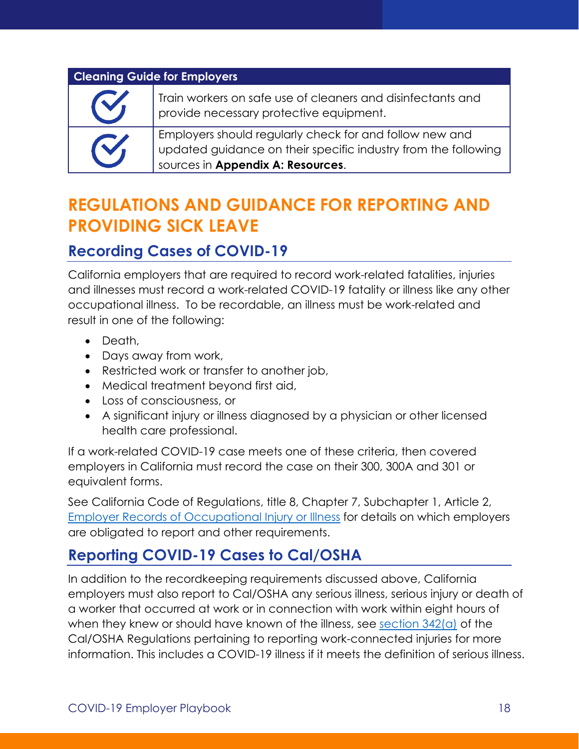| Cleaning Guide for Employers | |
| --- | --- |
| ✓ | Train workers on safe use of cleaners and disinfectants and provide necessary protective equipment. |
| ✓ | Employers should regularly check for and follow new and updated guidance on their specific industry from the following sources in **Appendix A: Resources**. |

# REGULATIONS AND GUIDANCE FOR REPORTING AND PROVIDING SICK LEAVE

## Recording Cases of COVID-19

California employers that are required to record work-related fatalities, injuries and illnesses must record a work-related COVID-19 fatality or illness like any other occupational illness. To be recordable, an illness must be work-related and result in one of the following:

- Death,
- Days away from work,
- Restricted work or transfer to another job,
- Medical treatment beyond first aid,
- Loss of consciousness, or
- A significant injury or illness diagnosed by a physician or other licensed health care professional.

If a work-related COVID-19 case meets one of these criteria, then covered employers in California must record the case on their 300, 300A and 301 or equivalent forms.

See California Code of Regulations, title 8, Chapter 7, Subchapter 1, Article 2, Employer Records of Occupational Injury or Illness for details on which employers are obligated to report and other requirements.

## Reporting COVID-19 Cases to Cal/OSHA

In addition to the recordkeeping requirements discussed above, California employers must also report to Cal/OSHA any serious illness, serious injury or death of a worker that occurred at work or in connection with work within eight hours of when they knew or should have known of the illness, see section 342(a) of the Cal/OSHA Regulations pertaining to reporting work-connected injuries for more information. This includes a COVID-19 illness if it meets the definition of serious illness.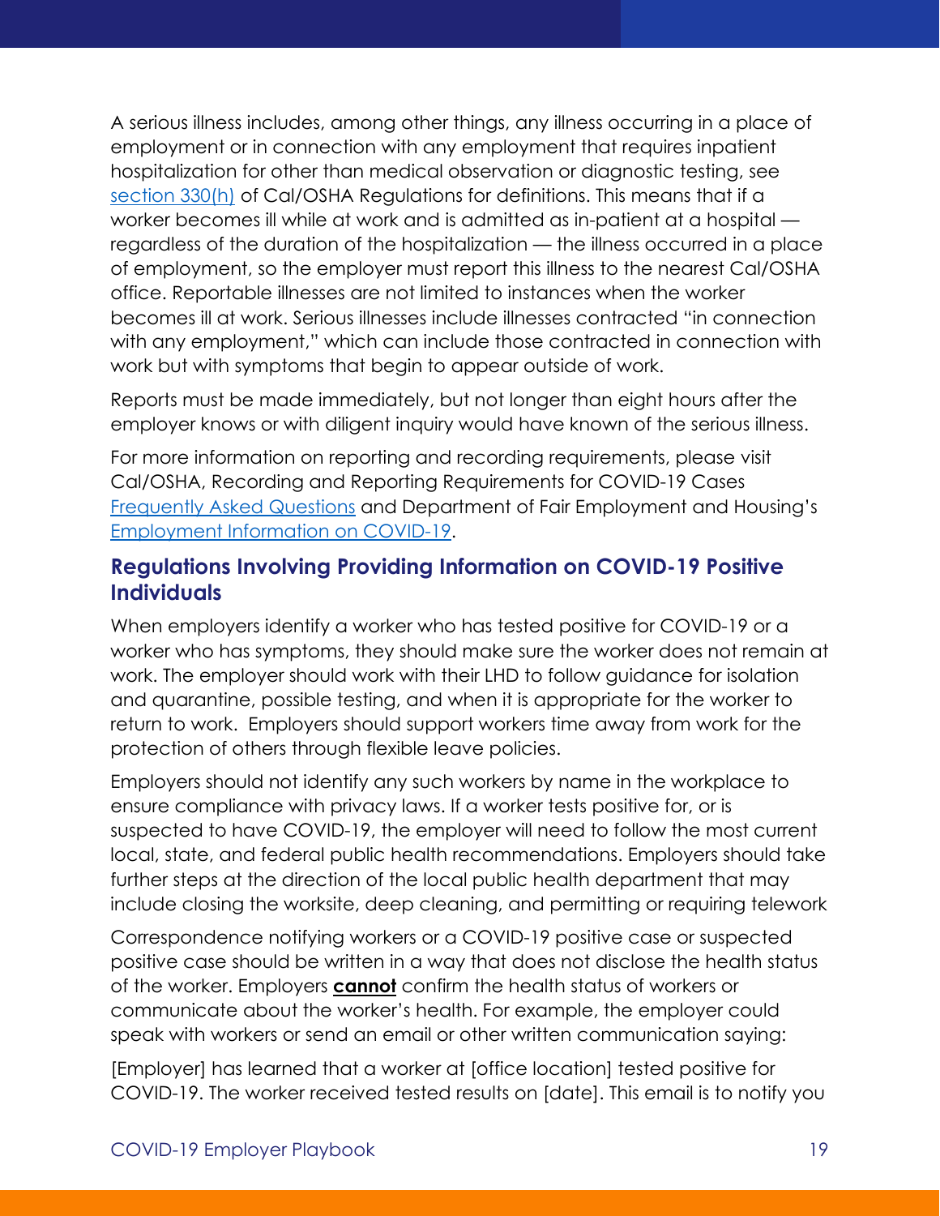A serious illness includes, among other things, any illness occurring in a place of employment or in connection with any employment that requires inpatient hospitalization for other than medical observation or diagnostic testing, see [section 330(h)](#) of Cal/OSHA Regulations for definitions. This means that if a worker becomes ill while at work and is admitted as in-patient at a hospital — regardless of the duration of the hospitalization — the illness occurred in a place of employment, so the employer must report this illness to the nearest Cal/OSHA office. Reportable illnesses are not limited to instances when the worker becomes ill at work. Serious illnesses include illnesses contracted "in connection with any employment," which can include those contracted in connection with work but with symptoms that begin to appear outside of work.

Reports must be made immediately, but not longer than eight hours after the employer knows or with diligent inquiry would have known of the serious illness.

For more information on reporting and recording requirements, please visit Cal/OSHA, Recording and Reporting Requirements for COVID-19 Cases [Frequently Asked Questions](#) and Department of Fair Employment and Housing's [Employment Information on COVID-19](#).

## Regulations Involving Providing Information on COVID-19 Positive Individuals

When employers identify a worker who has tested positive for COVID-19 or a worker who has symptoms, they should make sure the worker does not remain at work. The employer should work with their LHD to follow guidance for isolation and quarantine, possible testing, and when it is appropriate for the worker to return to work. Employers should support workers time away from work for the protection of others through flexible leave policies.

Employers should not identify any such workers by name in the workplace to ensure compliance with privacy laws. If a worker tests positive for, or is suspected to have COVID-19, the employer will need to follow the most current local, state, and federal public health recommendations. Employers should take further steps at the direction of the local public health department that may include closing the worksite, deep cleaning, and permitting or requiring telework

Correspondence notifying workers or a COVID-19 positive case or suspected positive case should be written in a way that does not disclose the health status of the worker. Employers **cannot** confirm the health status of workers or communicate about the worker's health. For example, the employer could speak with workers or send an email or other written communication saying:

[Employer] has learned that a worker at [office location] tested positive for COVID-19. The worker received tested results on [date]. This email is to notify you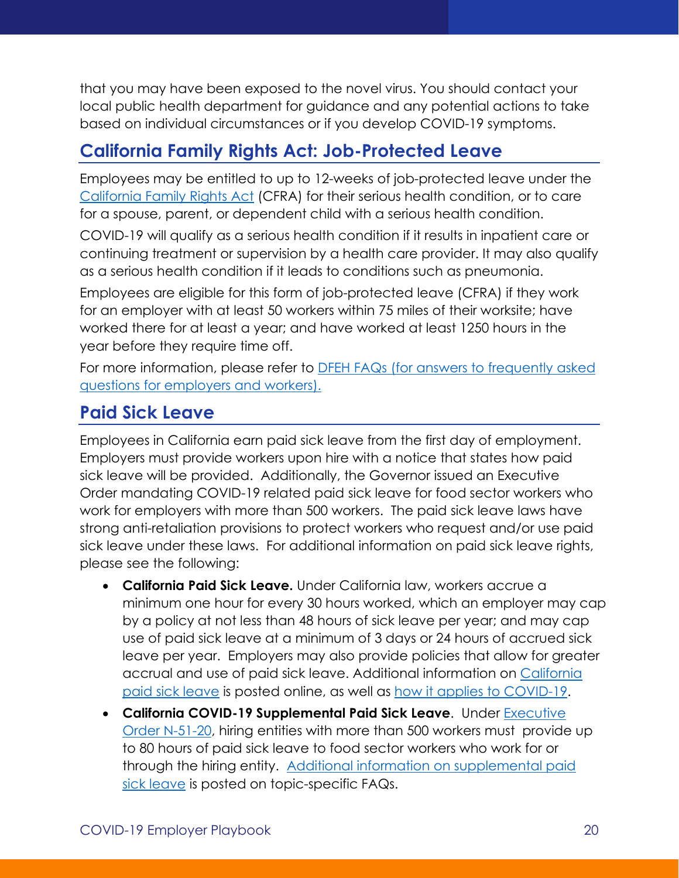that you may have been exposed to the novel virus. You should contact your local public health department for guidance and any potential actions to take based on individual circumstances or if you develop COVID-19 symptoms.

## California Family Rights Act: Job-Protected Leave

Employees may be entitled to up to 12-weeks of job-protected leave under the California Family Rights Act (CFRA) for their serious health condition, or to care for a spouse, parent, or dependent child with a serious health condition.

COVID-19 will qualify as a serious health condition if it results in inpatient care or continuing treatment or supervision by a health care provider. It may also qualify as a serious health condition if it leads to conditions such as pneumonia.

Employees are eligible for this form of job-protected leave (CFRA) if they work for an employer with at least 50 workers within 75 miles of their worksite; have worked there for at least a year; and have worked at least 1250 hours in the year before they require time off.

For more information, please refer to DFEH FAQs (for answers to frequently asked questions for employers and workers).

## Paid Sick Leave

Employees in California earn paid sick leave from the first day of employment. Employers must provide workers upon hire with a notice that states how paid sick leave will be provided. Additionally, the Governor issued an Executive Order mandating COVID-19 related paid sick leave for food sector workers who work for employers with more than 500 workers. The paid sick leave laws have strong anti-retaliation provisions to protect workers who request and/or use paid sick leave under these laws. For additional information on paid sick leave rights, please see the following:

- **California Paid Sick Leave.** Under California law, workers accrue a minimum one hour for every 30 hours worked, which an employer may cap by a policy at not less than 48 hours of sick leave per year; and may cap use of paid sick leave at a minimum of 3 days or 24 hours of accrued sick leave per year. Employers may also provide policies that allow for greater accrual and use of paid sick leave. Additional information on California paid sick leave is posted online, as well as how it applies to COVID-19.
- **California COVID-19 Supplemental Paid Sick Leave**. Under Executive Order N-51-20, hiring entities with more than 500 workers must provide up to 80 hours of paid sick leave to food sector workers who work for or through the hiring entity. Additional information on supplemental paid sick leave is posted on topic-specific FAQs.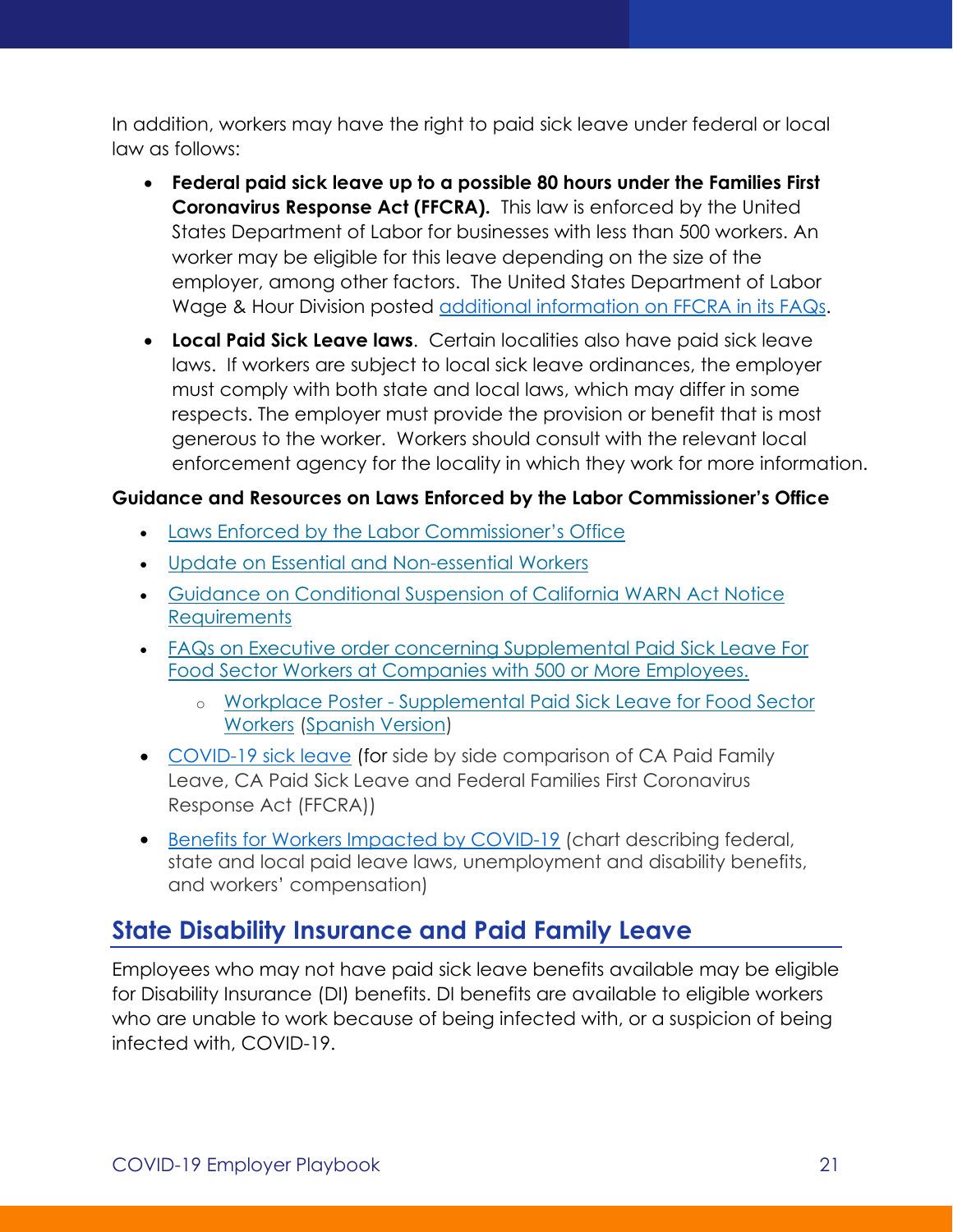In addition, workers may have the right to paid sick leave under federal or local law as follows:

- **Federal paid sick leave up to a possible 80 hours under the Families First Coronavirus Response Act (FFCRA).** This law is enforced by the United States Department of Labor for businesses with less than 500 workers. An worker may be eligible for this leave depending on the size of the employer, among other factors. The United States Department of Labor Wage & Hour Division posted additional information on FFCRA in its FAQs.
- **Local Paid Sick Leave laws**. Certain localities also have paid sick leave laws. If workers are subject to local sick leave ordinances, the employer must comply with both state and local laws, which may differ in some respects. The employer must provide the provision or benefit that is most generous to the worker. Workers should consult with the relevant local enforcement agency for the locality in which they work for more information.

**Guidance and Resources on Laws Enforced by the Labor Commissioner's Office**

- Laws Enforced by the Labor Commissioner's Office
- Update on Essential and Non-essential Workers
- Guidance on Conditional Suspension of California WARN Act Notice Requirements
- FAQs on Executive order concerning Supplemental Paid Sick Leave For Food Sector Workers at Companies with 500 or More Employees.
    - Workplace Poster - Supplemental Paid Sick Leave for Food Sector Workers (Spanish Version)
- COVID-19 sick leave (for side by side comparison of CA Paid Family Leave, CA Paid Sick Leave and Federal Families First Coronavirus Response Act (FFCRA))
- Benefits for Workers Impacted by COVID-19 (chart describing federal, state and local paid leave laws, unemployment and disability benefits, and workers' compensation)

## State Disability Insurance and Paid Family Leave

Employees who may not have paid sick leave benefits available may be eligible for Disability Insurance (DI) benefits. DI benefits are available to eligible workers who are unable to work because of being infected with, or a suspicion of being infected with, COVID-19.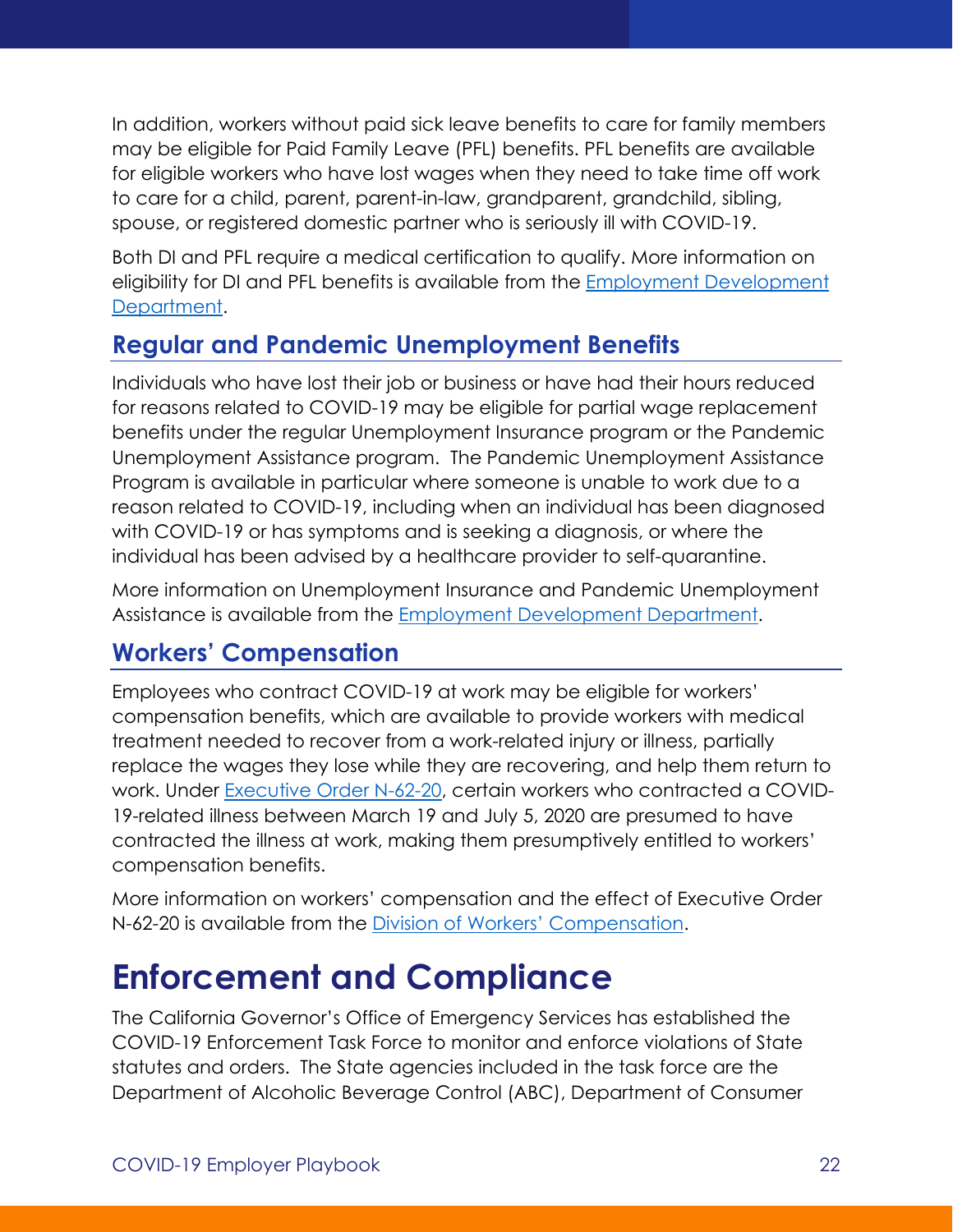In addition, workers without paid sick leave benefits to care for family members may be eligible for Paid Family Leave (PFL) benefits. PFL benefits are available for eligible workers who have lost wages when they need to take time off work to care for a child, parent, parent-in-law, grandparent, grandchild, sibling, spouse, or registered domestic partner who is seriously ill with COVID-19.

Both DI and PFL require a medical certification to qualify. More information on eligibility for DI and PFL benefits is available from the [Employment Development Department](#).

### Regular and Pandemic Unemployment Benefits

Individuals who have lost their job or business or have had their hours reduced for reasons related to COVID-19 may be eligible for partial wage replacement benefits under the regular Unemployment Insurance program or the Pandemic Unemployment Assistance program. The Pandemic Unemployment Assistance Program is available in particular where someone is unable to work due to a reason related to COVID-19, including when an individual has been diagnosed with COVID-19 or has symptoms and is seeking a diagnosis, or where the individual has been advised by a healthcare provider to self-quarantine.

More information on Unemployment Insurance and Pandemic Unemployment Assistance is available from the [Employment Development Department](#).

### Workers' Compensation

Employees who contract COVID-19 at work may be eligible for workers' compensation benefits, which are available to provide workers with medical treatment needed to recover from a work-related injury or illness, partially replace the wages they lose while they are recovering, and help them return to work. Under [Executive Order N-62-20](#), certain workers who contracted a COVID-19-related illness between March 19 and July 5, 2020 are presumed to have contracted the illness at work, making them presumptively entitled to workers' compensation benefits.

More information on workers' compensation and the effect of Executive Order N-62-20 is available from the [Division of Workers' Compensation](#).

## Enforcement and Compliance

The California Governor's Office of Emergency Services has established the COVID-19 Enforcement Task Force to monitor and enforce violations of State statutes and orders. The State agencies included in the task force are the Department of Alcoholic Beverage Control (ABC), Department of Consumer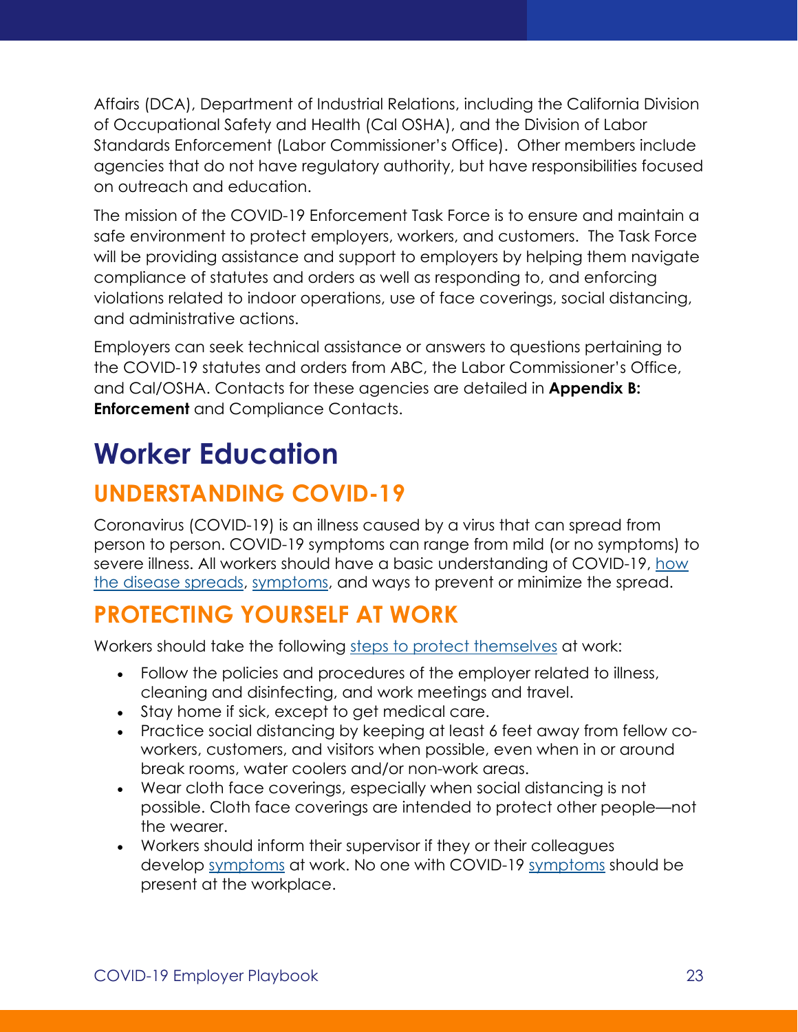Affairs (DCA), Department of Industrial Relations, including the California Division of Occupational Safety and Health (Cal OSHA), and the Division of Labor Standards Enforcement (Labor Commissioner's Office). Other members include agencies that do not have regulatory authority, but have responsibilities focused on outreach and education.

The mission of the COVID-19 Enforcement Task Force is to ensure and maintain a safe environment to protect employers, workers, and customers. The Task Force will be providing assistance and support to employers by helping them navigate compliance of statutes and orders as well as responding to, and enforcing violations related to indoor operations, use of face coverings, social distancing, and administrative actions.

Employers can seek technical assistance or answers to questions pertaining to the COVID-19 statutes and orders from ABC, the Labor Commissioner's Office, and Cal/OSHA. Contacts for these agencies are detailed in **Appendix B: Enforcement** and Compliance Contacts.

# Worker Education

## UNDERSTANDING COVID-19

Coronavirus (COVID-19) is an illness caused by a virus that can spread from person to person. COVID-19 symptoms can range from mild (or no symptoms) to severe illness. All workers should have a basic understanding of COVID-19, how the disease spreads, symptoms, and ways to prevent or minimize the spread.

## PROTECTING YOURSELF AT WORK

Workers should take the following steps to protect themselves at work:

- Follow the policies and procedures of the employer related to illness, cleaning and disinfecting, and work meetings and travel.
- Stay home if sick, except to get medical care.
- Practice social distancing by keeping at least 6 feet away from fellow co-workers, customers, and visitors when possible, even when in or around break rooms, water coolers and/or non-work areas.
- Wear cloth face coverings, especially when social distancing is not possible. Cloth face coverings are intended to protect other people—not the wearer.
- Workers should inform their supervisor if they or their colleagues develop symptoms at work. No one with COVID-19 symptoms should be present at the workplace.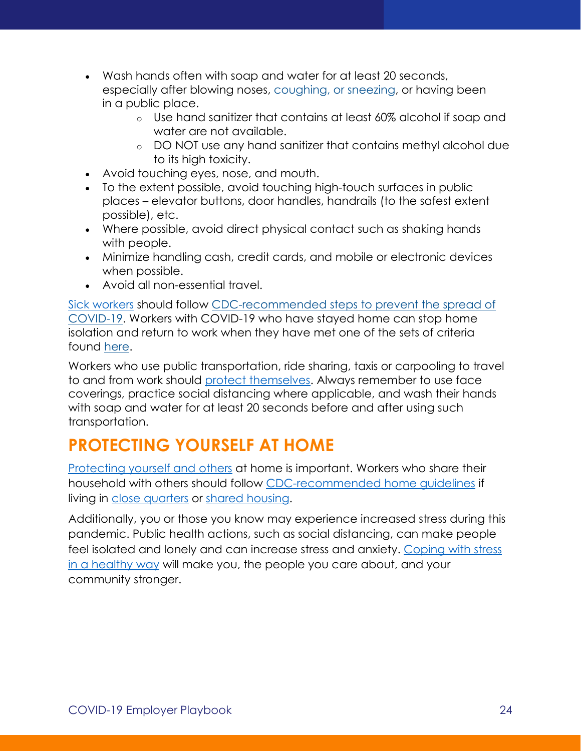- Wash hands often with soap and water for at least 20 seconds, especially after blowing noses, coughing, or sneezing, or having been in a public place.
  - Use hand sanitizer that contains at least 60% alcohol if soap and water are not available.
  - DO NOT use any hand sanitizer that contains methyl alcohol due to its high toxicity.
- Avoid touching eyes, nose, and mouth.
- To the extent possible, avoid touching high-touch surfaces in public places – elevator buttons, door handles, handrails (to the safest extent possible), etc.
- Where possible, avoid direct physical contact such as shaking hands with people.
- Minimize handling cash, credit cards, and mobile or electronic devices when possible.
- Avoid all non-essential travel.

Sick workers should follow CDC-recommended steps to prevent the spread of COVID-19. Workers with COVID-19 who have stayed home can stop home isolation and return to work when they have met one of the sets of criteria found here.

Workers who use public transportation, ride sharing, taxis or carpooling to travel to and from work should protect themselves. Always remember to use face coverings, practice social distancing where applicable, and wash their hands with soap and water for at least 20 seconds before and after using such transportation.

## PROTECTING YOURSELF AT HOME

Protecting yourself and others at home is important. Workers who share their household with others should follow CDC-recommended home guidelines if living in close quarters or shared housing.

Additionally, you or those you know may experience increased stress during this pandemic. Public health actions, such as social distancing, can make people feel isolated and lonely and can increase stress and anxiety. Coping with stress in a healthy way will make you, the people you care about, and your community stronger.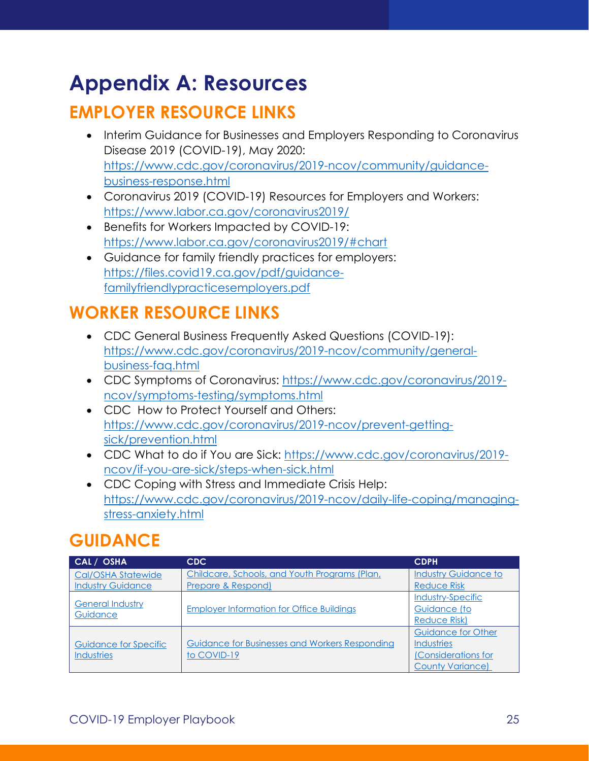# Appendix A: Resources

## EMPLOYER RESOURCE LINKS

- Interim Guidance for Businesses and Employers Responding to Coronavirus Disease 2019 (COVID-19), May 2020: https://www.cdc.gov/coronavirus/2019-ncov/community/guidance-business-response.html
- Coronavirus 2019 (COVID-19) Resources for Employers and Workers: https://www.labor.ca.gov/coronavirus2019/
- Benefits for Workers Impacted by COVID-19: https://www.labor.ca.gov/coronavirus2019/#chart
- Guidance for family friendly practices for employers: https://files.covid19.ca.gov/pdf/guidance-familyfriendlypracticesemployers.pdf

## WORKER RESOURCE LINKS

- CDC General Business Frequently Asked Questions (COVID-19): https://www.cdc.gov/coronavirus/2019-ncov/community/general-business-faq.html
- CDC Symptoms of Coronavirus: https://www.cdc.gov/coronavirus/2019-ncov/symptoms-testing/symptoms.html
- CDC How to Protect Yourself and Others: https://www.cdc.gov/coronavirus/2019-ncov/prevent-getting-sick/prevention.html
- CDC What to do if You are Sick: https://www.cdc.gov/coronavirus/2019-ncov/if-you-are-sick/steps-when-sick.html
- CDC Coping with Stress and Immediate Crisis Help: https://www.cdc.gov/coronavirus/2019-ncov/daily-life-coping/managing-stress-anxiety.html

## GUIDANCE

| CAL / OSHA | CDC | CDPH |
|---|---|---|
| Cal/OSHA Statewide Industry Guidance | Childcare, Schools, and Youth Programs (Plan, Prepare & Respond) | Industry Guidance to Reduce Risk |
| General Industry Guidance | Employer Information for Office Buildings | Industry-Specific Guidance (to Reduce Risk) |
| Guidance for Specific Industries | Guidance for Businesses and Workers Responding to COVID-19 | Guidance for Other Industries (Considerations for County Variance) |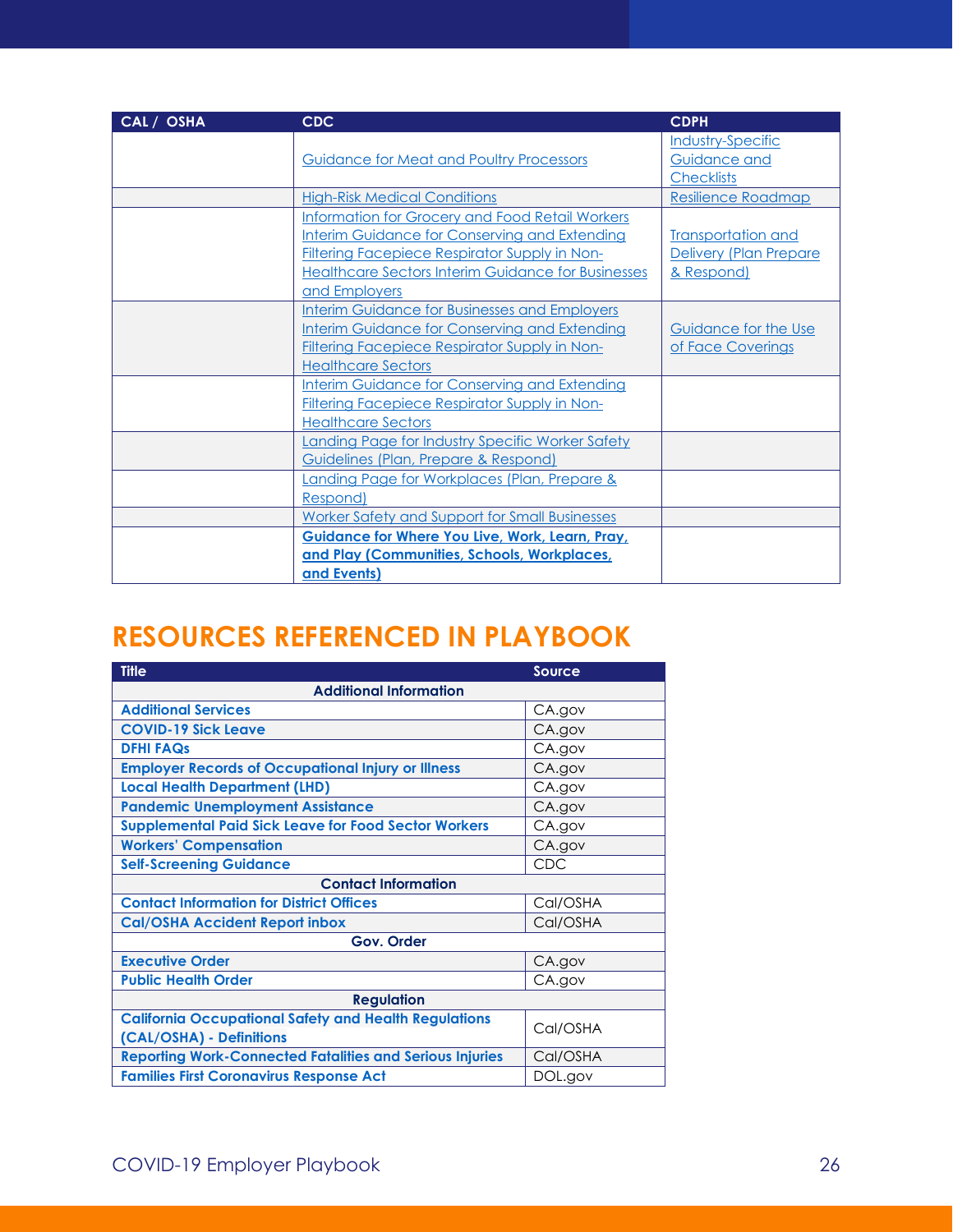| CAL / OSHA | CDC | CDPH |
|---|---|---|
| | Guidance for Meat and Poultry Processors | Industry-Specific Guidance and Checklists |
| | High-Risk Medical Conditions | Resilience Roadmap |
| | Information for Grocery and Food Retail Workers Interim Guidance for Conserving and Extending Filtering Facepiece Respirator Supply in Non-Healthcare Sectors Interim Guidance for Businesses and Employers | Transportation and Delivery (Plan Prepare & Respond) |
| | Interim Guidance for Businesses and Employers Interim Guidance for Conserving and Extending Filtering Facepiece Respirator Supply in Non-Healthcare Sectors | Guidance for the Use of Face Coverings |
| | Interim Guidance for Conserving and Extending Filtering Facepiece Respirator Supply in Non-Healthcare Sectors | |
| | Landing Page for Industry Specific Worker Safety Guidelines (Plan, Prepare & Respond) | |
| | Landing Page for Workplaces (Plan, Prepare & Respond) | |
| | Worker Safety and Support for Small Businesses | |
| | **Guidance for Where You Live, Work, Learn, Pray, and Play (Communities, Schools, Workplaces, and Events)** | |

# RESOURCES REFERENCED IN PLAYBOOK

| Title | Source |
|---|---|
| **Additional Information** | |
| **Additional Services** | CA.gov |
| **COVID-19 Sick Leave** | CA.gov |
| **DFHI FAQs** | CA.gov |
| **Employer Records of Occupational Injury or Illness** | CA.gov |
| **Local Health Department (LHD)** | CA.gov |
| **Pandemic Unemployment Assistance** | CA.gov |
| **Supplemental Paid Sick Leave for Food Sector Workers** | CA.gov |
| **Workers' Compensation** | CA.gov |
| **Self-Screening Guidance** | CDC |
| **Contact Information** | |
| **Contact Information for District Offices** | Cal/OSHA |
| **Cal/OSHA Accident Report inbox** | Cal/OSHA |
| **Gov. Order** | |
| **Executive Order** | CA.gov |
| **Public Health Order** | CA.gov |
| **Regulation** | |
| **California Occupational Safety and Health Regulations (CAL/OSHA) - Definitions** | Cal/OSHA |
| **Reporting Work-Connected Fatalities and Serious Injuries** | Cal/OSHA |
| **Families First Coronavirus Response Act** | DOL.gov |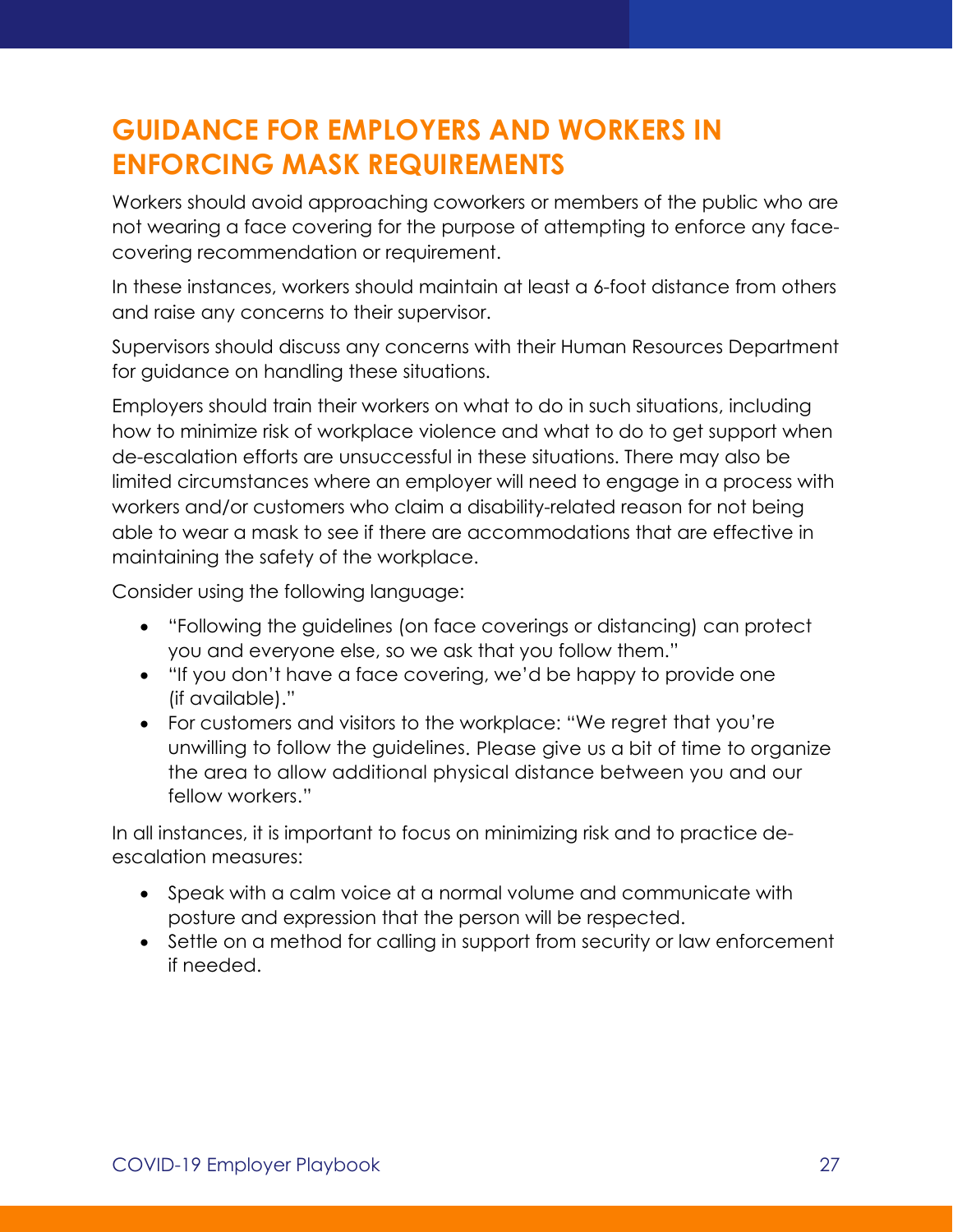## GUIDANCE FOR EMPLOYERS AND WORKERS IN ENFORCING MASK REQUIREMENTS

Workers should avoid approaching coworkers or members of the public who are not wearing a face covering for the purpose of attempting to enforce any face-covering recommendation or requirement.

In these instances, workers should maintain at least a 6-foot distance from others and raise any concerns to their supervisor.

Supervisors should discuss any concerns with their Human Resources Department for guidance on handling these situations.

Employers should train their workers on what to do in such situations, including how to minimize risk of workplace violence and what to do to get support when de-escalation efforts are unsuccessful in these situations. There may also be limited circumstances where an employer will need to engage in a process with workers and/or customers who claim a disability-related reason for not being able to wear a mask to see if there are accommodations that are effective in maintaining the safety of the workplace.

Consider using the following language:

- "Following the guidelines (on face coverings or distancing) can protect you and everyone else, so we ask that you follow them."
- "If you don't have a face covering, we'd be happy to provide one (if available)."
- For customers and visitors to the workplace: "We regret that you're unwilling to follow the guidelines. Please give us a bit of time to organize the area to allow additional physical distance between you and our fellow workers."

In all instances, it is important to focus on minimizing risk and to practice de-escalation measures:

- Speak with a calm voice at a normal volume and communicate with posture and expression that the person will be respected.
- Settle on a method for calling in support from security or law enforcement if needed.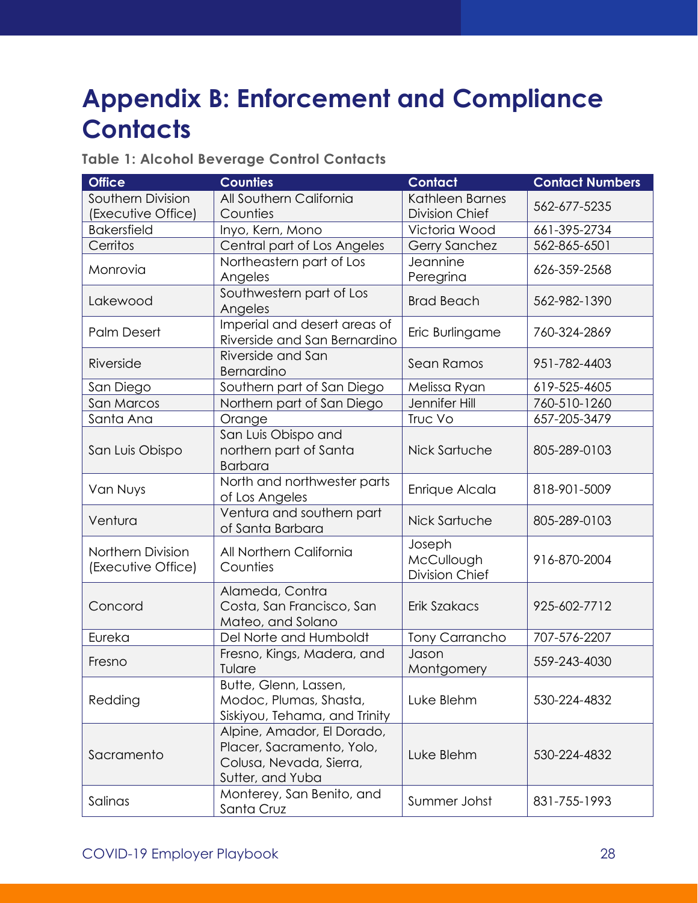# Appendix B: Enforcement and Compliance Contacts

**Table 1: Alcohol Beverage Control Contacts**

| Office | Counties | Contact | Contact Numbers |
|---|---|---|---|
| Southern Division (Executive Office) | All Southern California Counties | Kathleen Barnes Division Chief | 562-677-5235 |
| Bakersfield | Inyo, Kern, Mono | Victoria Wood | 661-395-2734 |
| Cerritos | Central part of Los Angeles | Gerry Sanchez | 562-865-6501 |
| Monrovia | Northeastern part of Los Angeles | Jeannine Peregrina | 626-359-2568 |
| Lakewood | Southwestern part of Los Angeles | Brad Beach | 562-982-1390 |
| Palm Desert | Imperial and desert areas of Riverside and San Bernardino | Eric Burlingame | 760-324-2869 |
| Riverside | Riverside and San Bernardino | Sean Ramos | 951-782-4403 |
| San Diego | Southern part of San Diego | Melissa Ryan | 619-525-4605 |
| San Marcos | Northern part of San Diego | Jennifer Hill | 760-510-1260 |
| Santa Ana | Orange | Truc Vo | 657-205-3479 |
| San Luis Obispo | San Luis Obispo and northern part of Santa Barbara | Nick Sartuche | 805-289-0103 |
| Van Nuys | North and northwester parts of Los Angeles | Enrique Alcala | 818-901-5009 |
| Ventura | Ventura and southern part of Santa Barbara | Nick Sartuche | 805-289-0103 |
| Northern Division (Executive Office) | All Northern California Counties | Joseph McCullough Division Chief | 916-870-2004 |
| Concord | Alameda, Contra Costa, San Francisco, San Mateo, and Solano | Erik Szakacs | 925-602-7712 |
| Eureka | Del Norte and Humboldt | Tony Carrancho | 707-576-2207 |
| Fresno | Fresno, Kings, Madera, and Tulare | Jason Montgomery | 559-243-4030 |
| Redding | Butte, Glenn, Lassen, Modoc, Plumas, Shasta, Siskiyou, Tehama, and Trinity | Luke Blehm | 530-224-4832 |
| Sacramento | Alpine, Amador, El Dorado, Placer, Sacramento, Yolo, Colusa, Nevada, Sierra, Sutter, and Yuba | Luke Blehm | 530-224-4832 |
| Salinas | Monterey, San Benito, and Santa Cruz | Summer Johst | 831-755-1993 |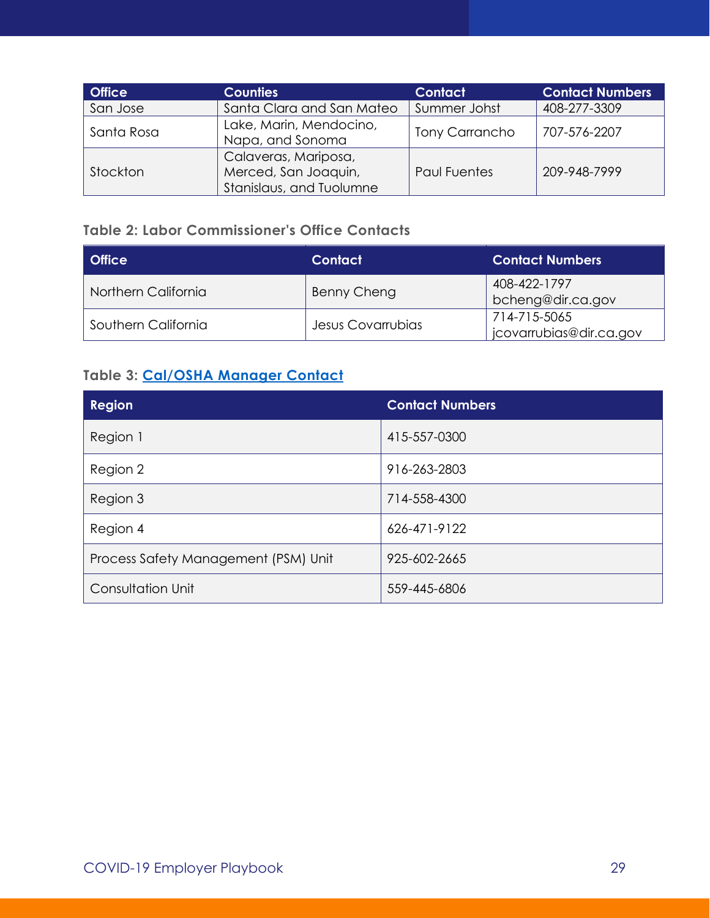| Office | Counties | Contact | Contact Numbers |
| --- | --- | --- | --- |
| San Jose | Santa Clara and San Mateo | Summer Johst | 408-277-3309 |
| Santa Rosa | Lake, Marin, Mendocino, Napa, and Sonoma | Tony Carrancho | 707-576-2207 |
| Stockton | Calaveras, Mariposa, Merced, San Joaquin, Stanislaus, and Tuolumne | Paul Fuentes | 209-948-7999 |

**Table 2: Labor Commissioner's Office Contacts**

| Office | Contact | Contact Numbers |
| --- | --- | --- |
| Northern California | Benny Cheng | 408-422-1797<br>bcheng@dir.ca.gov |
| Southern California | Jesus Covarrubias | 714-715-5065<br>jcovarrubias@dir.ca.gov |

**Table 3: Cal/OSHA Manager Contact**

| Region | Contact Numbers |
| --- | --- |
| Region 1 | 415-557-0300 |
| Region 2 | 916-263-2803 |
| Region 3 | 714-558-4300 |
| Region 4 | 626-471-9122 |
| Process Safety Management (PSM) Unit | 925-602-2665 |
| Consultation Unit | 559-445-6806 |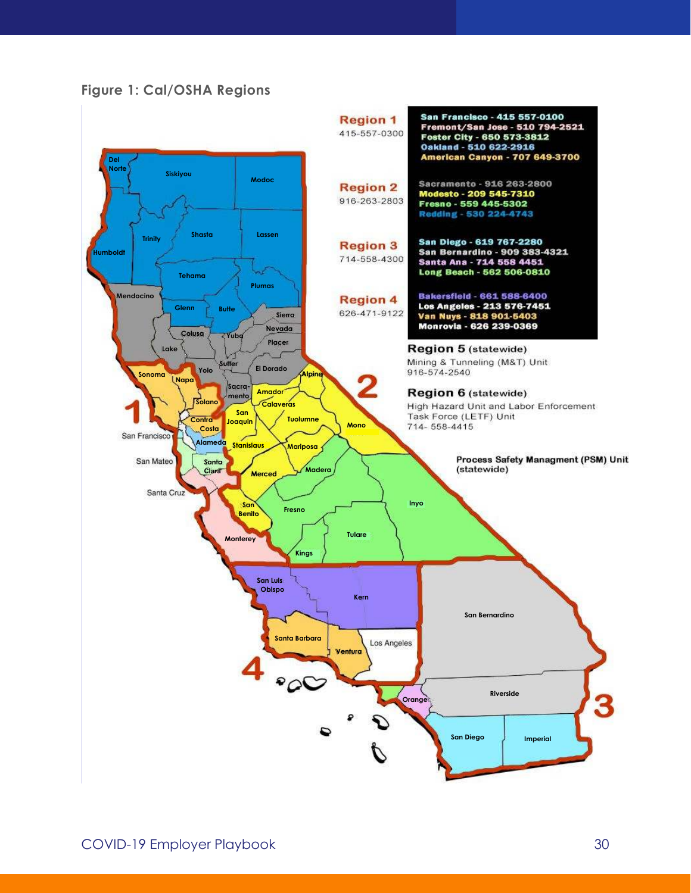**Figure 1: Cal/OSHA Regions**

**Region 1**
415-557-0300

- San Francisco - 415 557-0100
- Fremont/San Jose - 510 794-2521
- Foster City - 650 573-3812
- Oakland - 510 622-2916
- American Canyon - 707 649-3700

**Region 2**
916-263-2803

- Sacramento - 916 263-2800
- Modesto - 209 545-7310
- Fresno - 559 445-5302
- Redding - 530 224-4743

**Region 3**
714-558-4300

- San Diego - 619 767-2280
- San Bernardino - 909 383-4321
- Santa Ana - 714 558 4451
- Long Beach - 562 506-0810

**Region 4**
626-471-9122

- Bakersfield - 661 588-6400
- Los Angeles - 213 576-7451
- Van Nuys - 818 901-5403
- Monrovia - 626 239-0369

**Region 5** (statewide)
Mining & Tunneling (M&T) Unit
916-574-2540

**Region 6** (statewide)
High Hazard Unit and Labor Enforcement Task Force (LETF) Unit
714- 558-4415

**Process Safety Managment (PSM) Unit** (statewide)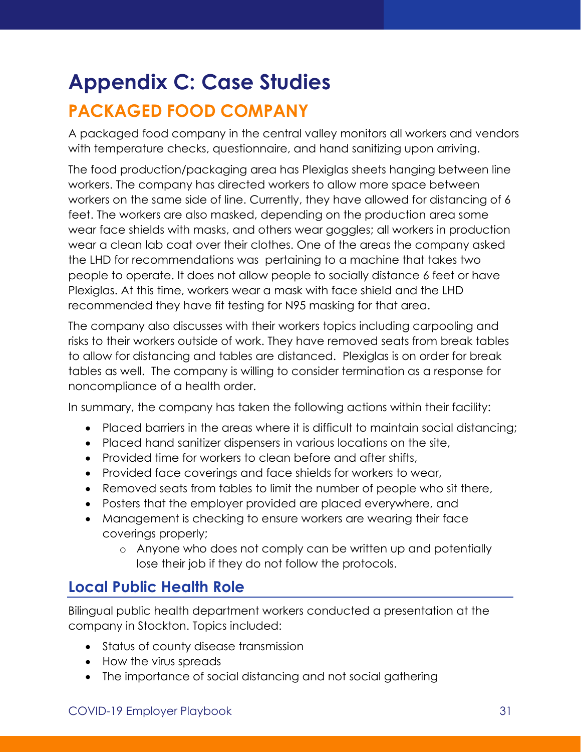# Appendix C: Case Studies

## PACKAGED FOOD COMPANY

A packaged food company in the central valley monitors all workers and vendors with temperature checks, questionnaire, and hand sanitizing upon arriving.

The food production/packaging area has Plexiglas sheets hanging between line workers. The company has directed workers to allow more space between workers on the same side of line. Currently, they have allowed for distancing of 6 feet. The workers are also masked, depending on the production area some wear face shields with masks, and others wear goggles; all workers in production wear a clean lab coat over their clothes. One of the areas the company asked the LHD for recommendations was pertaining to a machine that takes two people to operate. It does not allow people to socially distance 6 feet or have Plexiglas. At this time, workers wear a mask with face shield and the LHD recommended they have fit testing for N95 masking for that area.

The company also discusses with their workers topics including carpooling and risks to their workers outside of work. They have removed seats from break tables to allow for distancing and tables are distanced. Plexiglas is on order for break tables as well. The company is willing to consider termination as a response for noncompliance of a health order.

In summary, the company has taken the following actions within their facility:

- Placed barriers in the areas where it is difficult to maintain social distancing;
- Placed hand sanitizer dispensers in various locations on the site,
- Provided time for workers to clean before and after shifts,
- Provided face coverings and face shields for workers to wear,
- Removed seats from tables to limit the number of people who sit there,
- Posters that the employer provided are placed everywhere, and
- Management is checking to ensure workers are wearing their face coverings properly;
  - Anyone who does not comply can be written up and potentially lose their job if they do not follow the protocols.

### Local Public Health Role

Bilingual public health department workers conducted a presentation at the company in Stockton. Topics included:

- Status of county disease transmission
- How the virus spreads
- The importance of social distancing and not social gathering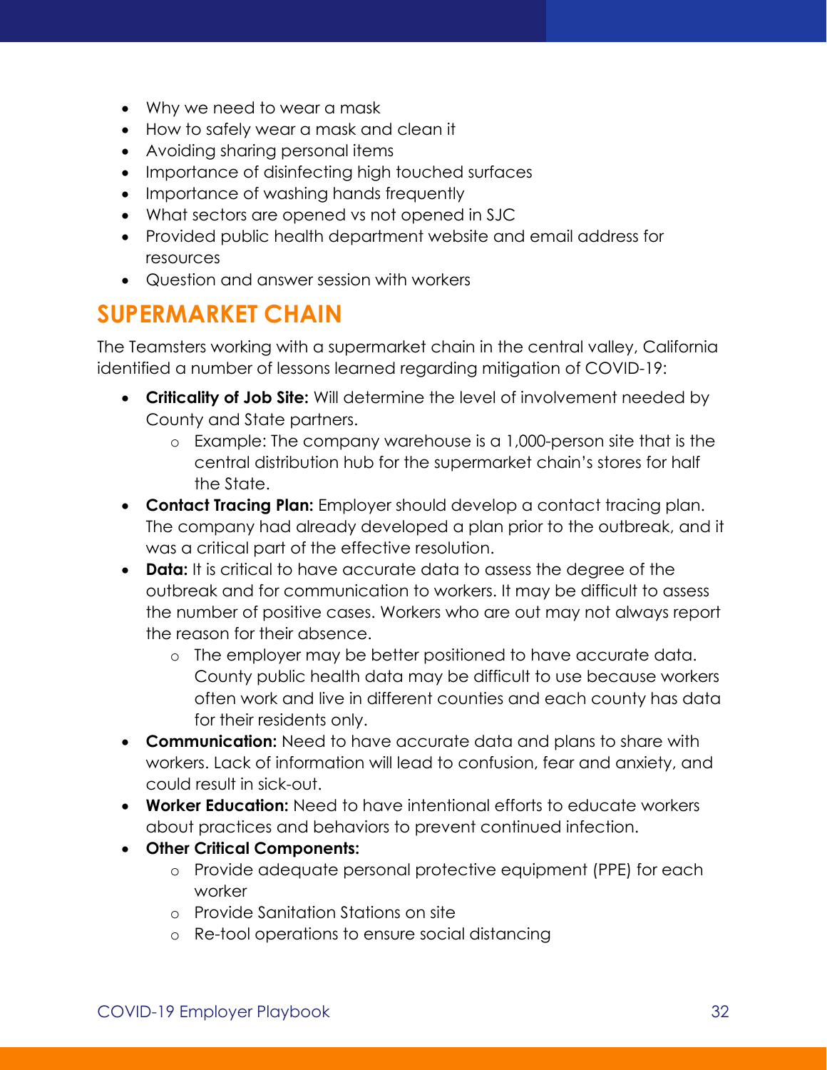- Why we need to wear a mask
- How to safely wear a mask and clean it
- Avoiding sharing personal items
- Importance of disinfecting high touched surfaces
- Importance of washing hands frequently
- What sectors are opened vs not opened in SJC
- Provided public health department website and email address for resources
- Question and answer session with workers

## SUPERMARKET CHAIN

The Teamsters working with a supermarket chain in the central valley, California identified a number of lessons learned regarding mitigation of COVID-19:

- **Criticality of Job Site:** Will determine the level of involvement needed by County and State partners.
    - Example: The company warehouse is a 1,000-person site that is the central distribution hub for the supermarket chain's stores for half the State.
- **Contact Tracing Plan:** Employer should develop a contact tracing plan. The company had already developed a plan prior to the outbreak, and it was a critical part of the effective resolution.
- **Data:** It is critical to have accurate data to assess the degree of the outbreak and for communication to workers. It may be difficult to assess the number of positive cases. Workers who are out may not always report the reason for their absence.
    - The employer may be better positioned to have accurate data. County public health data may be difficult to use because workers often work and live in different counties and each county has data for their residents only.
- **Communication:** Need to have accurate data and plans to share with workers. Lack of information will lead to confusion, fear and anxiety, and could result in sick-out.
- **Worker Education:** Need to have intentional efforts to educate workers about practices and behaviors to prevent continued infection.
- **Other Critical Components:**
    - Provide adequate personal protective equipment (PPE) for each worker
    - Provide Sanitation Stations on site
    - Re-tool operations to ensure social distancing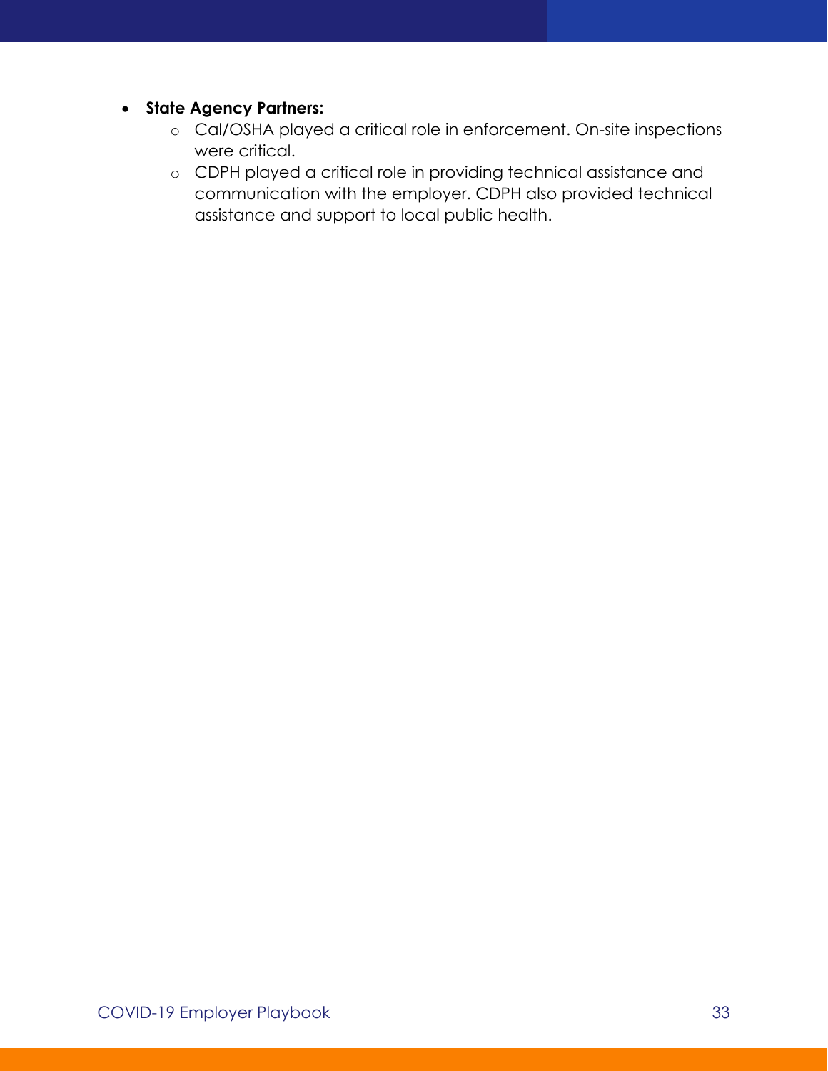- **State Agency Partners:**
  - Cal/OSHA played a critical role in enforcement. On-site inspections were critical.
  - CDPH played a critical role in providing technical assistance and communication with the employer. CDPH also provided technical assistance and support to local public health.